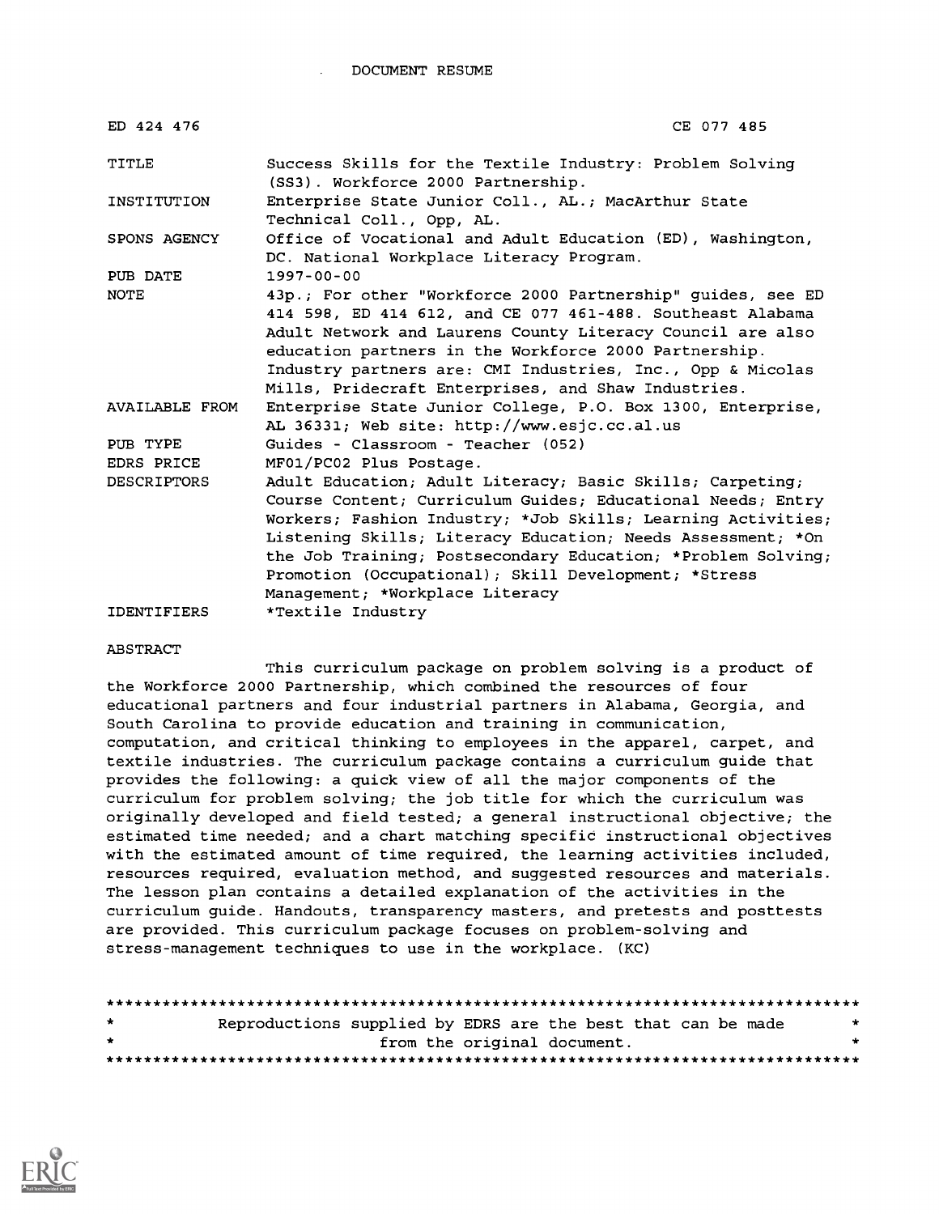DOCUMENT RESUME

| ED 424 476 | CE 077 485 |
| --- | --- |
| TITLE | Success Skills for the Textile Industry: Problem Solving (SS3). Workforce 2000 Partnership. |
| INSTITUTION | Enterprise State Junior Coll., AL.; MacArthur State Technical Coll., Opp, AL. |
| SPONS AGENCY | Office of Vocational and Adult Education (ED), Washington, DC. National Workplace Literacy Program. |
| PUB DATE | 1997-00-00 |
| NOTE | 43p.; For other "Workforce 2000 Partnership" guides, see ED 414 598, ED 414 612, and CE 077 461-488. Southeast Alabama Adult Network and Laurens County Literacy Council are also education partners in the Workforce 2000 Partnership. Industry partners are: CMI Industries, Inc., Opp & Micolas Mills, Pridecraft Enterprises, and Shaw Industries. |
| AVAILABLE FROM | Enterprise State Junior College, P.O. Box 1300, Enterprise, AL 36331; Web site: http://www.esjc.cc.al.us |
| PUB TYPE | Guides - Classroom - Teacher (052) |
| EDRS PRICE | MF01/PC02 Plus Postage. |
| DESCRIPTORS | Adult Education; Adult Literacy; Basic Skills; Carpeting; Course Content; Curriculum Guides; Educational Needs; Entry Workers; Fashion Industry; *Job Skills; Learning Activities; Listening Skills; Literacy Education; Needs Assessment; *On the Job Training; Postsecondary Education; *Problem Solving; Promotion (Occupational); Skill Development; *Stress Management; *Workplace Literacy |
| IDENTIFIERS | *Textile Industry |

ABSTRACT

This curriculum package on problem solving is a product of the Workforce 2000 Partnership, which combined the resources of four educational partners and four industrial partners in Alabama, Georgia, and South Carolina to provide education and training in communication, computation, and critical thinking to employees in the apparel, carpet, and textile industries. The curriculum package contains a curriculum guide that provides the following: a quick view of all the major components of the curriculum for problem solving; the job title for which the curriculum was originally developed and field tested; a general instructional objective; the estimated time needed; and a chart matching specific instructional objectives with the estimated amount of time required, the learning activities included, resources required, evaluation method, and suggested resources and materials. The lesson plan contains a detailed explanation of the activities in the curriculum guide. Handouts, transparency masters, and pretests and posttests are provided. This curriculum package focuses on problem-solving and stress-management techniques to use in the workplace. (KC)

********************************************************************************
* Reproductions supplied by EDRS are the best that can be made *
* from the original document. *
********************************************************************************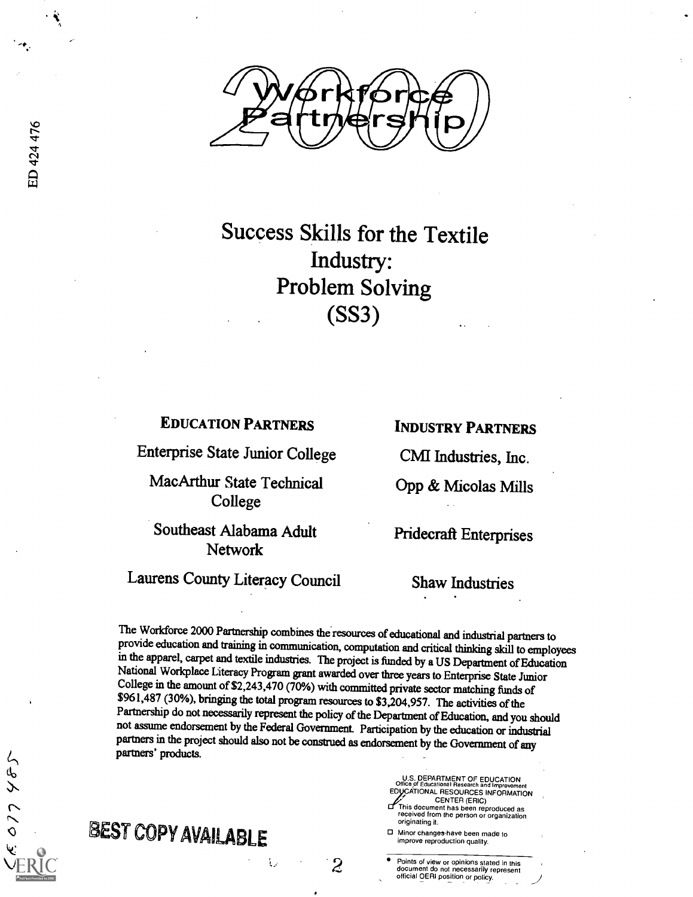# Workforce Partnership 2000

ED 424 476

## Success Skills for the Textile Industry: Problem Solving (SS3)

| EDUCATION PARTNERS | INDUSTRY PARTNERS |
|---|---|
| Enterprise State Junior College | CMI Industries, Inc. |
| MacArthur State Technical College | Opp & Micolas Mills |
| Southeast Alabama Adult Network | Pridecraft Enterprises |
| Laurens County Literacy Council | Shaw Industries |

The Workforce 2000 Partnership combines the resources of educational and industrial partners to provide education and training in communication, computation and critical thinking skill to employees in the apparel, carpet and textile industries. The project is funded by a US Department of Education National Workplace Literacy Program grant awarded over three years to Enterprise State Junior College in the amount of $2,243,470 (70%) with committed private sector matching funds of $961,487 (30%), bringing the total program resources to $3,204,957. The activities of the Partnership do not necessarily represent the policy of the Department of Education, and you should not assume endorsement by the Federal Government. Participation by the education or industrial partners in the project should also not be construed as endorsement by the Government of any partners' products.

U.S. DEPARTMENT OF EDUCATION
Office of Educational Research and Improvement
EDUCATIONAL RESOURCES INFORMATION CENTER (ERIC)

- This document has been reproduced as received from the person or organization originating it.
- Minor changes have been made to improve reproduction quality.
- Points of view or opinions stated in this document do not necessarily represent official OERI position or policy.

BEST COPY AVAILABLE

CE 077 485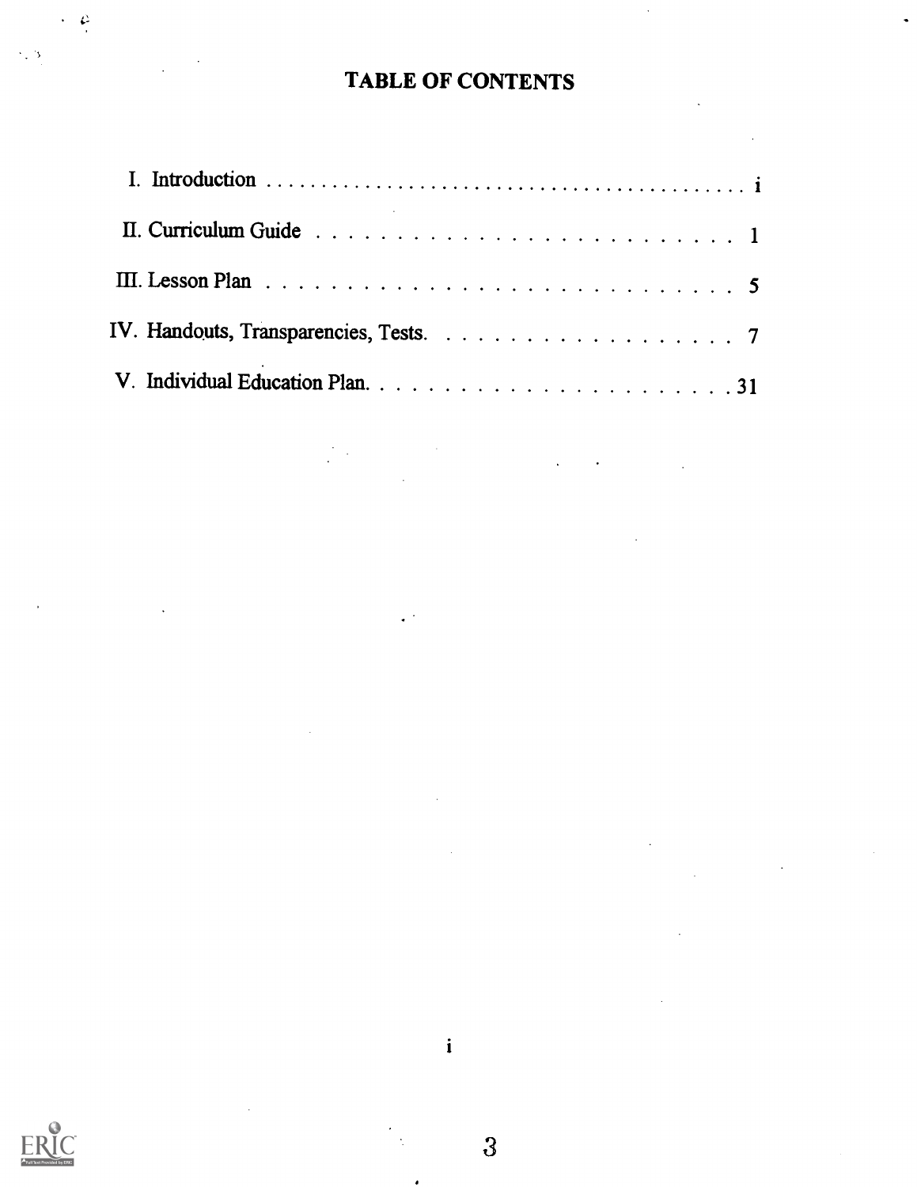# TABLE OF CONTENTS

I. Introduction . . . . . . . . . . . . . . . . . . . . . . . . . . . . . . . . . . . . . . . i

II. Curriculum Guide . . . . . . . . . . . . . . . . . . . . . . . . . . 1

III. Lesson Plan . . . . . . . . . . . . . . . . . . . . . . . . . . . . 5

IV. Handouts, Transparencies, Tests. . . . . . . . . . . . . . . . . . . . 7

V. Individual Education Plan. . . . . . . . . . . . . . . . . . . . . . . . . 31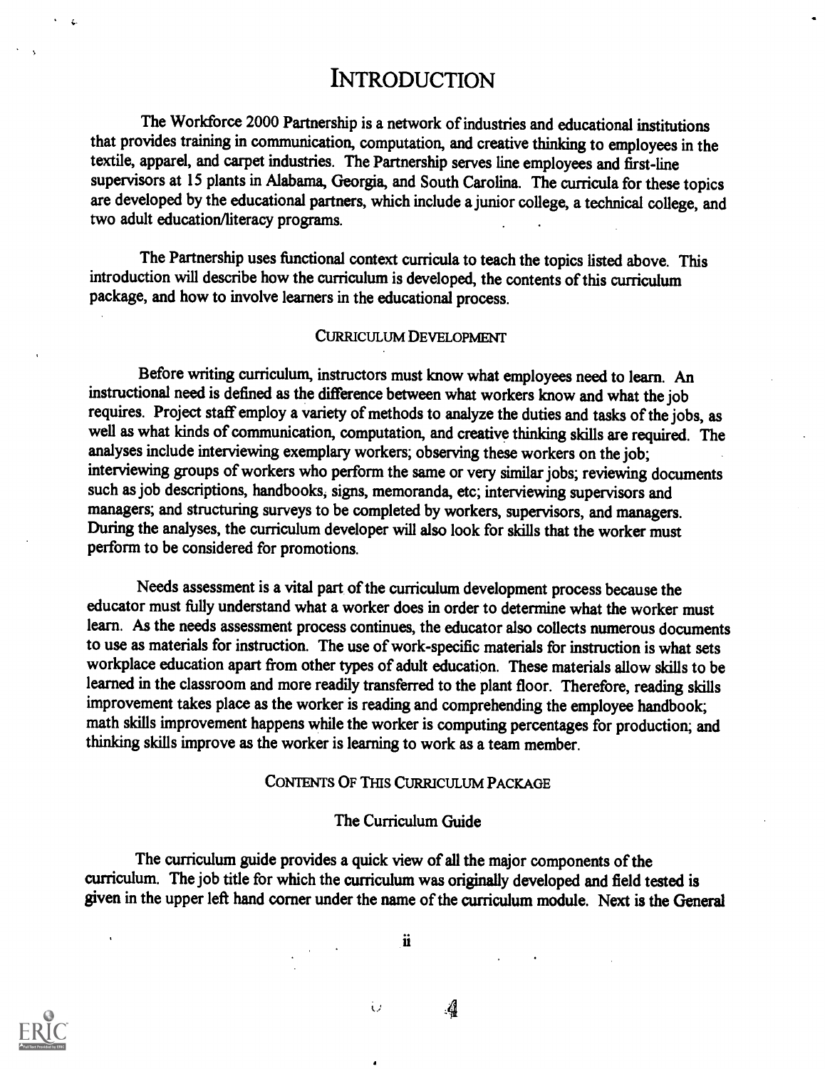# INTRODUCTION

The Workforce 2000 Partnership is a network of industries and educational institutions that provides training in communication, computation, and creative thinking to employees in the textile, apparel, and carpet industries. The Partnership serves line employees and first-line supervisors at 15 plants in Alabama, Georgia, and South Carolina. The curricula for these topics are developed by the educational partners, which include a junior college, a technical college, and two adult education/literacy programs.

The Partnership uses functional context curricula to teach the topics listed above. This introduction will describe how the curriculum is developed, the contents of this curriculum package, and how to involve learners in the educational process.

## CURRICULUM DEVELOPMENT

Before writing curriculum, instructors must know what employees need to learn. An instructional need is defined as the difference between what workers know and what the job requires. Project staff employ a variety of methods to analyze the duties and tasks of the jobs, as well as what kinds of communication, computation, and creative thinking skills are required. The analyses include interviewing exemplary workers; observing these workers on the job; interviewing groups of workers who perform the same or very similar jobs; reviewing documents such as job descriptions, handbooks, signs, memoranda, etc; interviewing supervisors and managers; and structuring surveys to be completed by workers, supervisors, and managers. During the analyses, the curriculum developer will also look for skills that the worker must perform to be considered for promotions.

Needs assessment is a vital part of the curriculum development process because the educator must fully understand what a worker does in order to determine what the worker must learn. As the needs assessment process continues, the educator also collects numerous documents to use as materials for instruction. The use of work-specific materials for instruction is what sets workplace education apart from other types of adult education. These materials allow skills to be learned in the classroom and more readily transferred to the plant floor. Therefore, reading skills improvement takes place as the worker is reading and comprehending the employee handbook; math skills improvement happens while the worker is computing percentages for production; and thinking skills improve as the worker is learning to work as a team member.

## CONTENTS OF THIS CURRICULUM PACKAGE

### The Curriculum Guide

The curriculum guide provides a quick view of all the major components of the curriculum. The job title for which the curriculum was originally developed and field tested is given in the upper left hand corner under the name of the curriculum module. Next is the General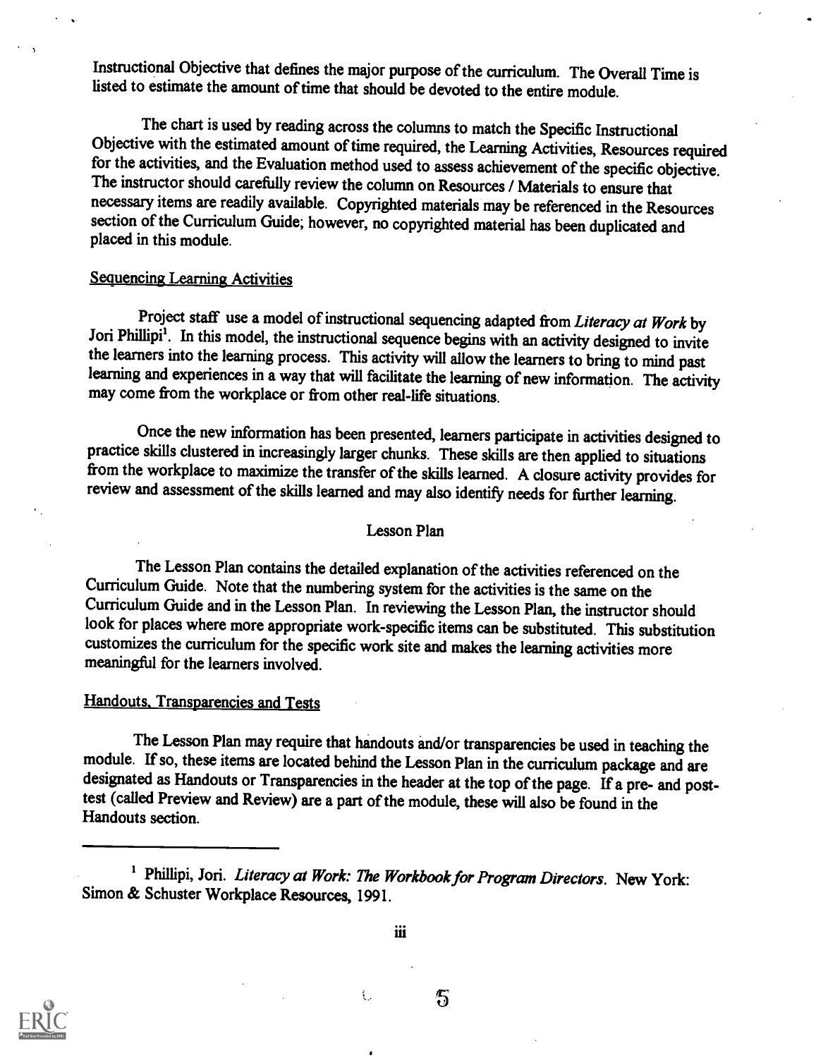Instructional Objective that defines the major purpose of the curriculum. The Overall Time is listed to estimate the amount of time that should be devoted to the entire module.

The chart is used by reading across the columns to match the Specific Instructional Objective with the estimated amount of time required, the Learning Activities, Resources required for the activities, and the Evaluation method used to assess achievement of the specific objective. The instructor should carefully review the column on Resources / Materials to ensure that necessary items are readily available. Copyrighted materials may be referenced in the Resources section of the Curriculum Guide; however, no copyrighted material has been duplicated and placed in this module.

Sequencing Learning Activities

Project staff use a model of instructional sequencing adapted from *Literacy at Work* by Jori Phillipi[1]. In this model, the instructional sequence begins with an activity designed to invite the learners into the learning process. This activity will allow the learners to bring to mind past learning and experiences in a way that will facilitate the learning of new information. The activity may come from the workplace or from other real-life situations.

Once the new information has been presented, learners participate in activities designed to practice skills clustered in increasingly larger chunks. These skills are then applied to situations from the workplace to maximize the transfer of the skills learned. A closure activity provides for review and assessment of the skills learned and may also identify needs for further learning.

## Lesson Plan

The Lesson Plan contains the detailed explanation of the activities referenced on the Curriculum Guide. Note that the numbering system for the activities is the same on the Curriculum Guide and in the Lesson Plan. In reviewing the Lesson Plan, the instructor should look for places where more appropriate work-specific items can be substituted. This substitution customizes the curriculum for the specific work site and makes the learning activities more meaningful for the learners involved.

Handouts, Transparencies and Tests

The Lesson Plan may require that handouts and/or transparencies be used in teaching the module. If so, these items are located behind the Lesson Plan in the curriculum package and are designated as Handouts or Transparencies in the header at the top of the page. If a pre- and post-test (called Preview and Review) are a part of the module, these will also be found in the Handouts section.

---

[1] Phillipi, Jori. *Literacy at Work: The Workbook for Program Directors*. New York: Simon & Schuster Workplace Resources, 1991.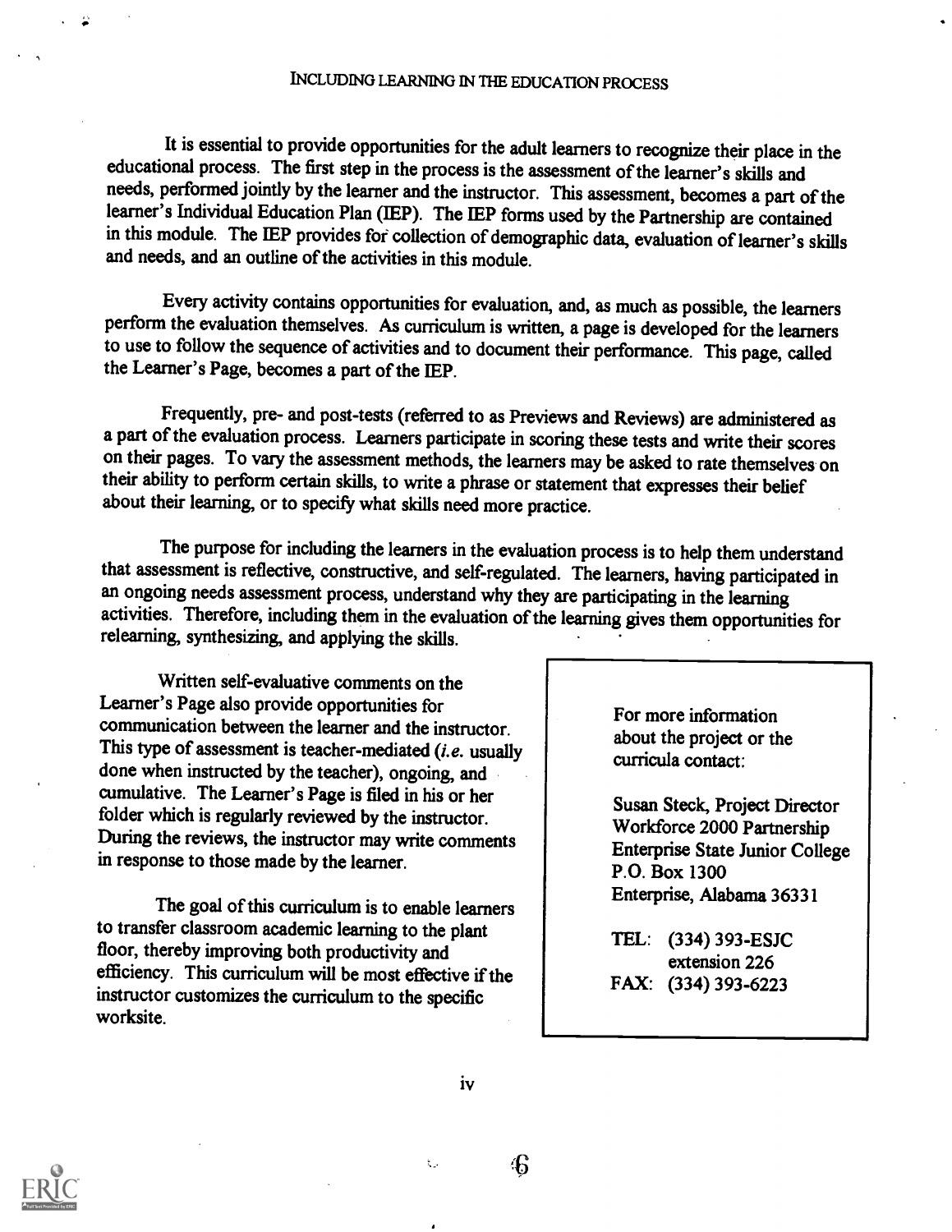# INCLUDING LEARNING IN THE EDUCATION PROCESS

It is essential to provide opportunities for the adult learners to recognize their place in the educational process. The first step in the process is the assessment of the learner's skills and needs, performed jointly by the learner and the instructor. This assessment, becomes a part of the learner's Individual Education Plan (IEP). The IEP forms used by the Partnership are contained in this module. The IEP provides for collection of demographic data, evaluation of learner's skills and needs, and an outline of the activities in this module.

Every activity contains opportunities for evaluation, and, as much as possible, the learners perform the evaluation themselves. As curriculum is written, a page is developed for the learners to use to follow the sequence of activities and to document their performance. This page, called the Learner's Page, becomes a part of the IEP.

Frequently, pre- and post-tests (referred to as Previews and Reviews) are administered as a part of the evaluation process. Learners participate in scoring these tests and write their scores on their pages. To vary the assessment methods, the learners may be asked to rate themselves on their ability to perform certain skills, to write a phrase or statement that expresses their belief about their learning, or to specify what skills need more practice.

The purpose for including the learners in the evaluation process is to help them understand that assessment is reflective, constructive, and self-regulated. The learners, having participated in an ongoing needs assessment process, understand why they are participating in the learning activities. Therefore, including them in the evaluation of the learning gives them opportunities for relearning, synthesizing, and applying the skills.

Written self-evaluative comments on the Learner's Page also provide opportunities for communication between the learner and the instructor. This type of assessment is teacher-mediated (*i.e.* usually done when instructed by the teacher), ongoing, and cumulative. The Learner's Page is filed in his or her folder which is regularly reviewed by the instructor. During the reviews, the instructor may write comments in response to those made by the learner.

The goal of this curriculum is to enable learners to transfer classroom academic learning to the plant floor, thereby improving both productivity and efficiency. This curriculum will be most effective if the instructor customizes the curriculum to the specific worksite.

For more information about the project or the curricula contact:

Susan Steck, Project Director
Workforce 2000 Partnership
Enterprise State Junior College
P.O. Box 1300
Enterprise, Alabama 36331

TEL: (334) 393-ESJC
extension 226
FAX: (334) 393-6223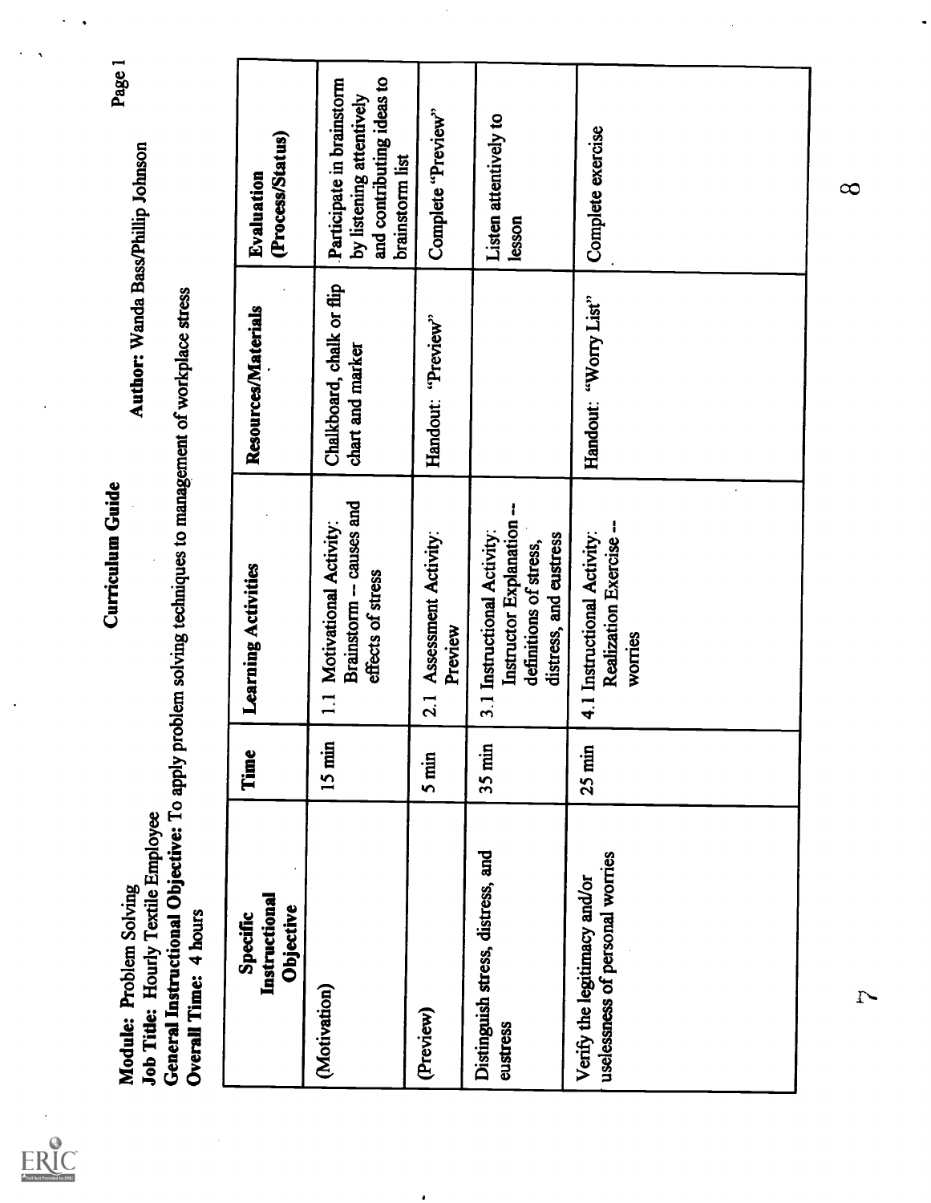# Curriculum Guide

**Module:** Problem Solving

**Job Title:** Hourly Textile Employee

**Author:** Wanda Bass/Phillip Johnson

**General Instructional Objective:** To apply problem solving techniques to management of workplace stress

**Overall Time:** 4 hours

| Specific Instructional Objective | Time | Learning Activities | Resources/Materials | Evaluation (Process/Status) |
|---|---|---|---|---|
| (Motivation) | 15 min | 1.1 Motivational Activity: Brainstorm -- causes and effects of stress | Chalkboard, chalk or flip chart and marker | Participate in brainstorm by listening attentively and contributing ideas to brainstorm list |
| (Preview) | 5 min | 2.1 Assessment Activity: Preview | Handout: "Preview" | Complete "Preview" |
| Distinguish stress, distress, and eustress | 35 min | 3.1 Instructional Activity: Instructor Explanation -- definitions of stress, distress, and eustress | | Listen attentively to lesson |
| Verify the legitimacy and/or uselessness of personal worries | 25 min | 4.1 Instructional Activity: Realization Exercise -- worries | Handout: "Worry List" | Complete exercise |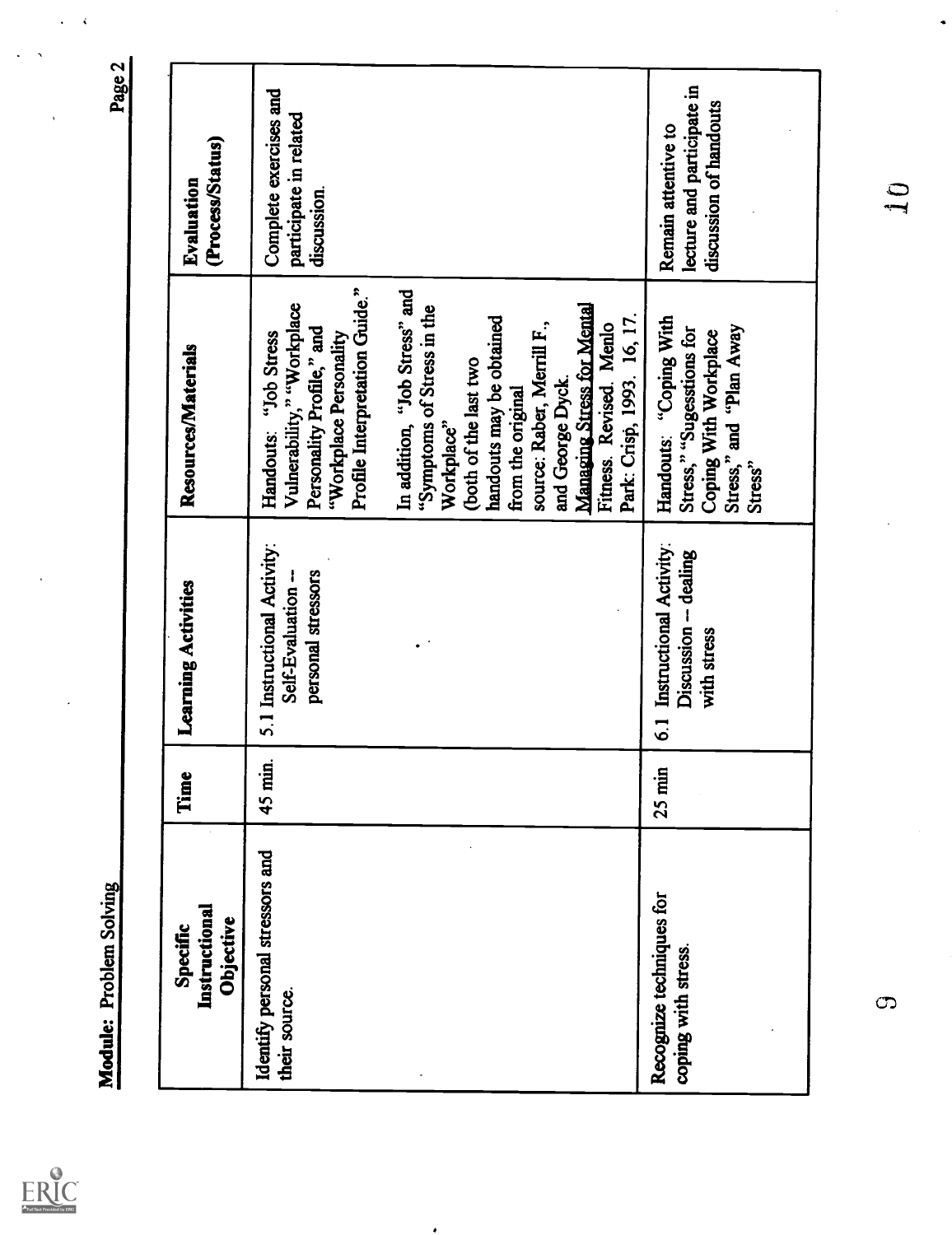**Module:** Problem Solving

| Specific Instructional Objective | Time | Learning Activities | Resources/Materials | Evaluation (Process/Status) |
|---|---|---|---|---|
| Identify personal stressors and their source. | 45 min. | 5.1 Instructional Activity: Self-Evaluation -- personal stressors | Handouts: "Job Stress Vulnerability," "Workplace Personality Profile," and "Workplace Personality Profile Interpretation Guide." <br><br> In addition, "Job Stress" and "Symptoms of Stress in the Workplace" (both of the last two handouts may be obtained from the original source: Raber, Merrill F., and George Dyck. Managing Stress for Mental Fitness. Revised. Menlo Park: Crisp, 1993. 16, 17. | Complete exercises and participate in related discussion. |
| Recognize techniques for coping with stress. | 25 min | 6.1 Instructional Activity: Discussion -- dealing with stress | Handouts: "Coping With Stress," "Sugesstions for Coping With Workplace Stress," and "Plan Away Stress" | Remain attentive to lecture and participate in discussion of handouts |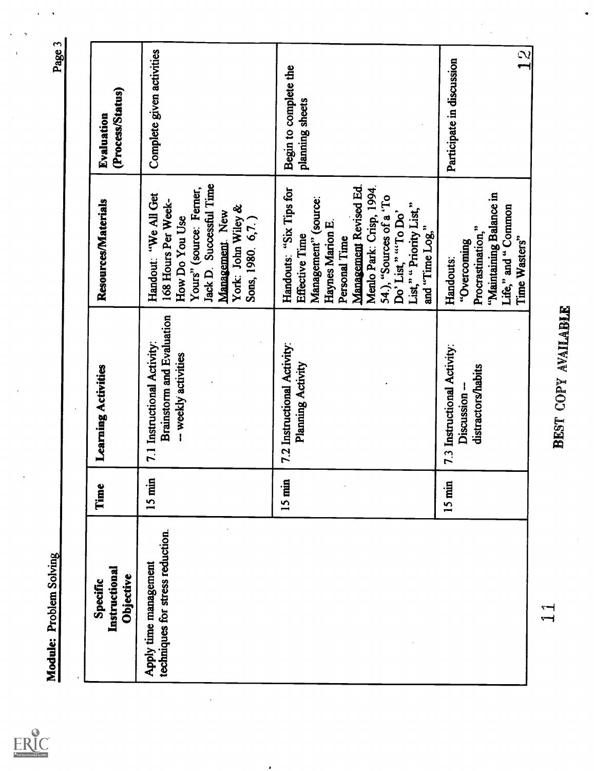**Module:** Problem Solving

| Specific Instructional Objective | Time | Learning Activities | Resources/Materials | Evaluation (Process/Status) |
|---|---|---|---|---|
| Apply time management techniques for stress reduction. | 15 min | 7.1 Instructional Activity: Brainstorm and Evaluation -- weekly activities | Handout: "We All Get 168 Hours Per Week-How Do You Use Yours" (source: Ferner, Jack D. Successful Time Management. New York: John Wiley & Sons, 1980. 6,7.) | Complete given activities |
| | 15 min | 7.2 Instructional Activity: Planning Activity | Handouts: "Six Tips for Effective Time Management" (source: Haynes Marion E. Personal Time Management Revised Ed. Menlo Park: Crisp, 1994. 54.), "Sources of a 'To Do' List," "'To Do' List," " Priority List," and "Time Log," | Begin to complete the planning sheets |
| | 15 min | 7.3 Instructional Activity: Discussion -- distractors/habits | Handouts: "Overcoming Procrastination," "Maintaining Balance in Life," and " Common Time Wasters" | Participate in discussion |

BEST COPY AVAILABLE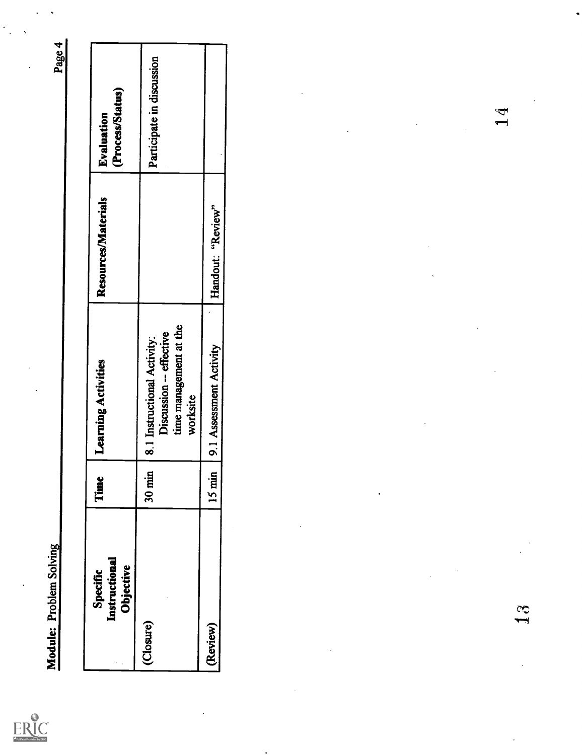**Module:** Problem Solving

| Specific Instructional Objective | Time | Learning Activities | Resources/Materials | Evaluation (Process/Status) |
|---|---|---|---|---|
| (Closure) | 30 min | 8.1 Instructional Activity: Discussion -- effective time management at the worksite | | Participate in discussion |
| (Review) | 15 min | 9.1 Assessment Activity | Handout: "Review" | |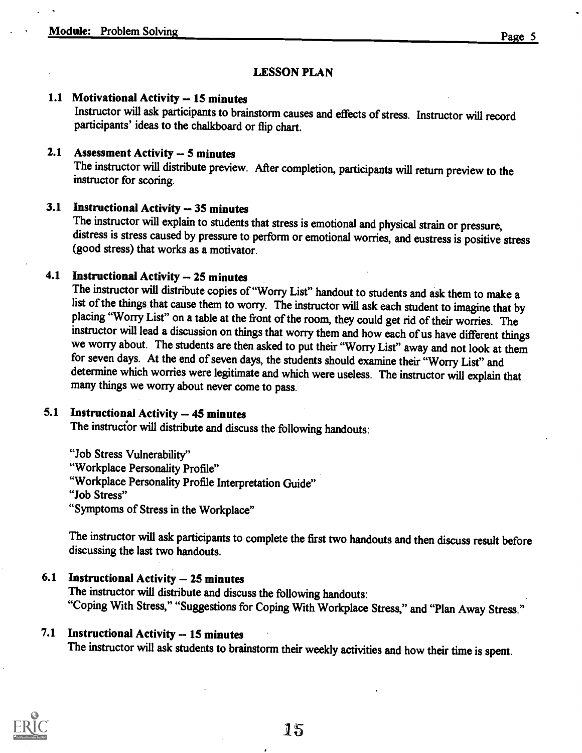## LESSON PLAN

### 1.1 Motivational Activity -- 15 minutes

Instructor will ask participants to brainstorm causes and effects of stress. Instructor will record participants' ideas to the chalkboard or flip chart.

### 2.1 Assessment Activity -- 5 minutes

The instructor will distribute preview. After completion, participants will return preview to the instructor for scoring.

### 3.1 Instructional Activity -- 35 minutes

The instructor will explain to students that stress is emotional and physical strain or pressure, distress is stress caused by pressure to perform or emotional worries, and eustress is positive stress (good stress) that works as a motivator.

### 4.1 Instructional Activity -- 25 minutes

The instructor will distribute copies of "Worry List" handout to students and ask them to make a list of the things that cause them to worry. The instructor will ask each student to imagine that by placing "Worry List" on a table at the front of the room, they could get rid of their worries. The instructor will lead a discussion on things that worry them and how each of us have different things we worry about. The students are then asked to put their "Worry List" away and not look at them for seven days. At the end of seven days, the students should examine their "Worry List" and determine which worries were legitimate and which were useless. The instructor will explain that many things we worry about never come to pass.

### 5.1 Instructional Activity -- 45 minutes

The instructor will distribute and discuss the following handouts:

"Job Stress Vulnerability"
"Workplace Personality Profile"
"Workplace Personality Profile Interpretation Guide"
"Job Stress"
"Symptoms of Stress in the Workplace"

The instructor will ask participants to complete the first two handouts and then discuss result before discussing the last two handouts.

### 6.1 Instructional Activity -- 25 minutes

The instructor will distribute and discuss the following handouts:
"Coping With Stress," "Suggestions for Coping With Workplace Stress," and "Plan Away Stress."

### 7.1 Instructional Activity -- 15 minutes

The instructor will ask students to brainstorm their weekly activities and how their time is spent.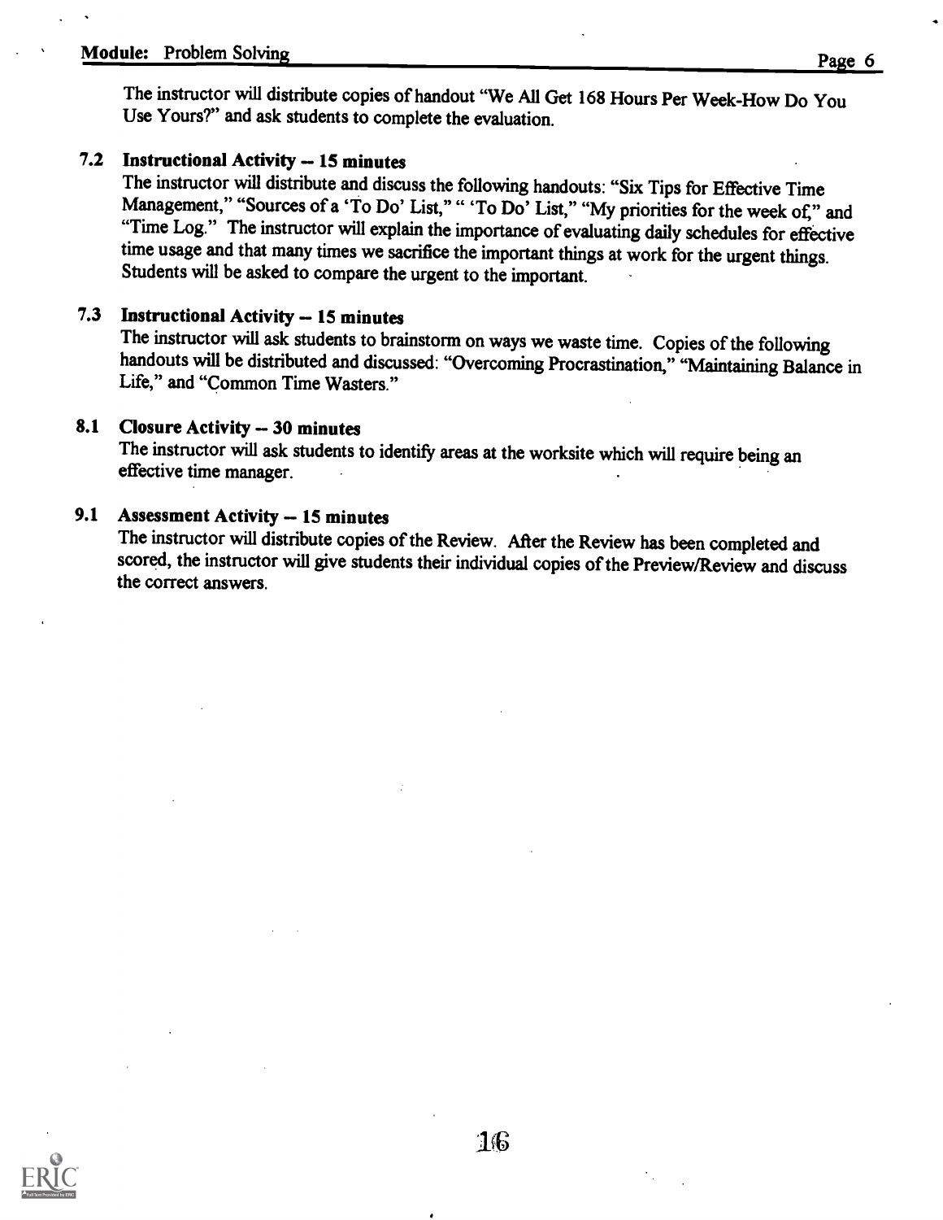The instructor will distribute copies of handout "We All Get 168 Hours Per Week-How Do You Use Yours?" and ask students to complete the evaluation.

### 7.2 Instructional Activity -- 15 minutes

The instructor will distribute and discuss the following handouts: "Six Tips for Effective Time Management," "Sources of a 'To Do' List," " 'To Do' List," "My priorities for the week of," and "Time Log." The instructor will explain the importance of evaluating daily schedules for effective time usage and that many times we sacrifice the important things at work for the urgent things. Students will be asked to compare the urgent to the important.

### 7.3 Instructional Activity -- 15 minutes

The instructor will ask students to brainstorm on ways we waste time. Copies of the following handouts will be distributed and discussed: "Overcoming Procrastination," "Maintaining Balance in Life," and "Common Time Wasters."

### 8.1 Closure Activity -- 30 minutes

The instructor will ask students to identify areas at the worksite which will require being an effective time manager.

### 9.1 Assessment Activity -- 15 minutes

The instructor will distribute copies of the Review. After the Review has been completed and scored, the instructor will give students their individual copies of the Preview/Review and discuss the correct answers.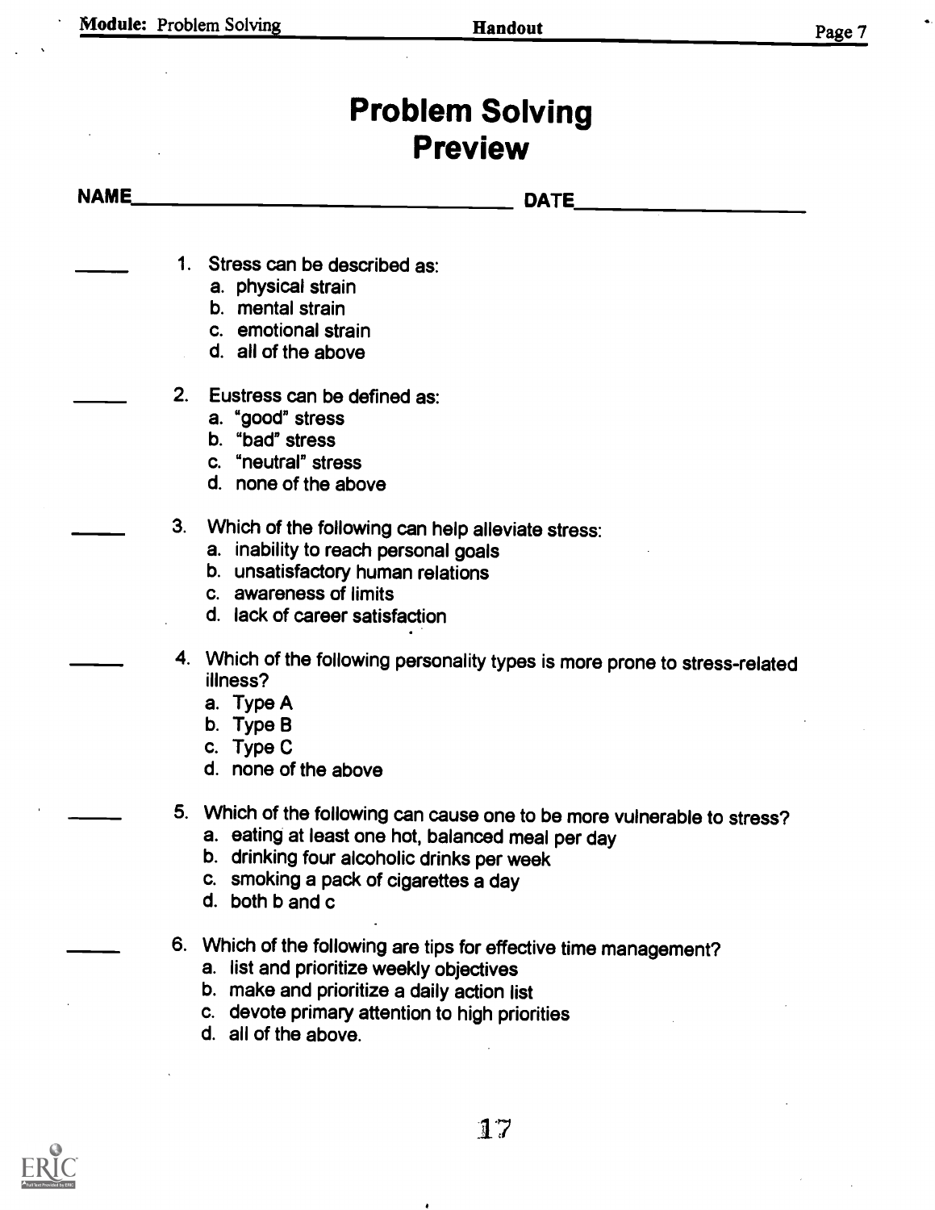# Problem Solving
# Preview

NAME_______________________________ DATE_______________

_____ 1. Stress can be described as:
   a. physical strain
   b. mental strain
   c. emotional strain
   d. all of the above

_____ 2. Eustress can be defined as:
   a. "good" stress
   b. "bad" stress
   c. "neutral" stress
   d. none of the above

_____ 3. Which of the following can help alleviate stress:
   a. inability to reach personal goals
   b. unsatisfactory human relations
   c. awareness of limits
   d. lack of career satisfaction

_____ 4. Which of the following personality types is more prone to stress-related illness?
   a. Type A
   b. Type B
   c. Type C
   d. none of the above

_____ 5. Which of the following can cause one to be more vulnerable to stress?
   a. eating at least one hot, balanced meal per day
   b. drinking four alcoholic drinks per week
   c. smoking a pack of cigarettes a day
   d. both b and c

_____ 6. Which of the following are tips for effective time management?
   a. list and prioritize weekly objectives
   b. make and prioritize a daily action list
   c. devote primary attention to high priorities
   d. all of the above.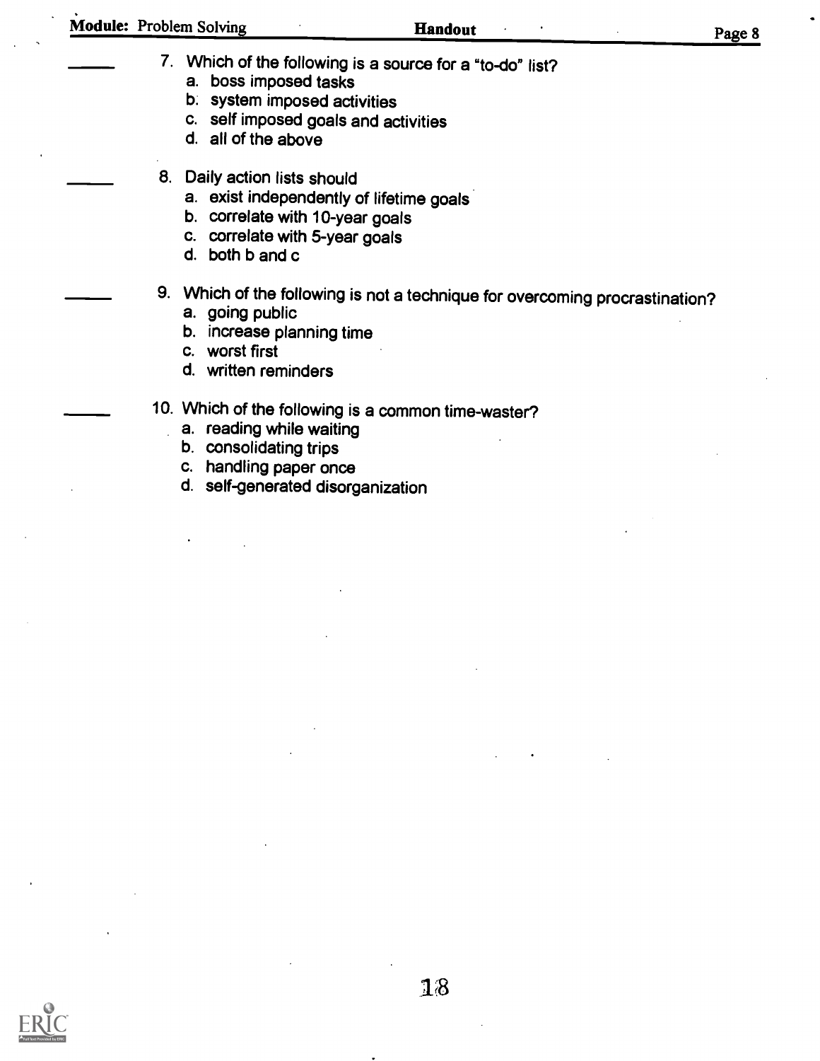_____ 7. Which of the following is a source for a "to-do" list?
   a. boss imposed tasks
   b. system imposed activities
   c. self imposed goals and activities
   d. all of the above

_____ 8. Daily action lists should
   a. exist independently of lifetime goals
   b. correlate with 10-year goals
   c. correlate with 5-year goals
   d. both b and c

_____ 9. Which of the following is not a technique for overcoming procrastination?
   a. going public
   b. increase planning time
   c. worst first
   d. written reminders

_____ 10. Which of the following is a common time-waster?
   a. reading while waiting
   b. consolidating trips
   c. handling paper once
   d. self-generated disorganization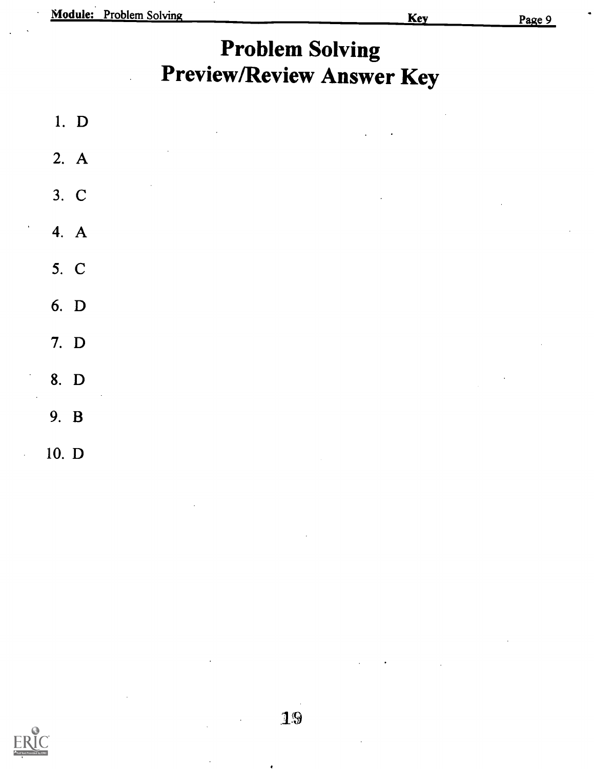# Problem Solving
# Preview/Review Answer Key

1. D
2. A
3. C
4. A
5. C
6. D
7. D
8. D
9. B
10. D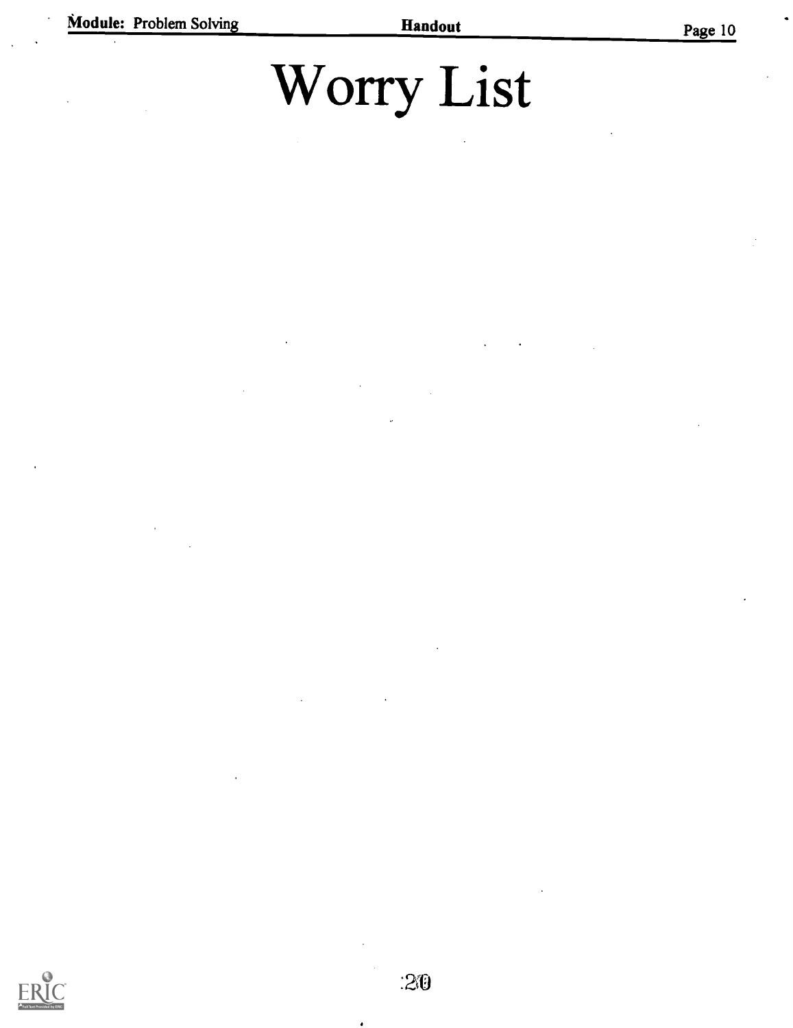# Worry List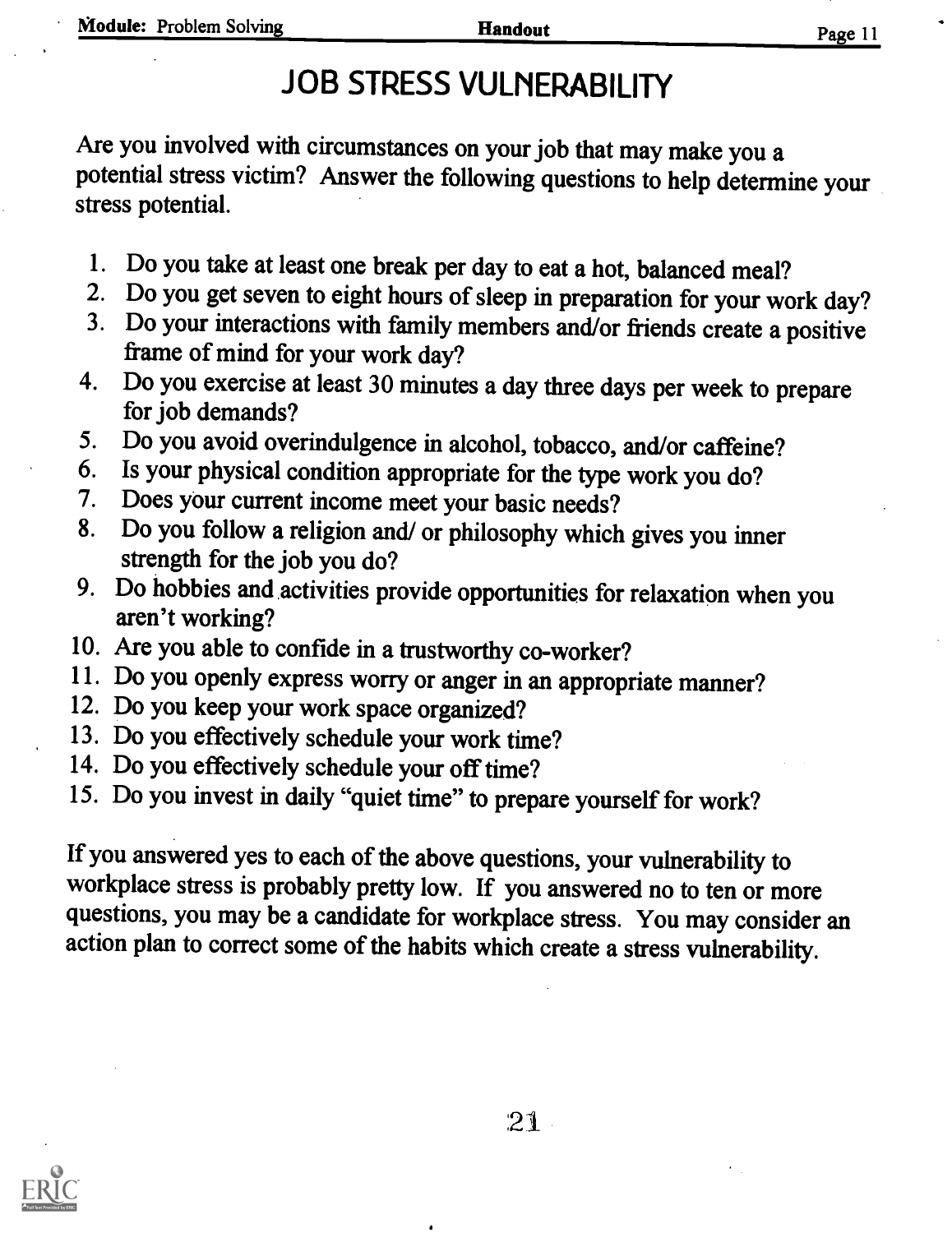# JOB STRESS VULNERABILITY

Are you involved with circumstances on your job that may make you a potential stress victim? Answer the following questions to help determine your stress potential.

1. Do you take at least one break per day to eat a hot, balanced meal?
2. Do you get seven to eight hours of sleep in preparation for your work day?
3. Do your interactions with family members and/or friends create a positive frame of mind for your work day?
4. Do you exercise at least 30 minutes a day three days per week to prepare for job demands?
5. Do you avoid overindulgence in alcohol, tobacco, and/or caffeine?
6. Is your physical condition appropriate for the type work you do?
7. Does your current income meet your basic needs?
8. Do you follow a religion and/ or philosophy which gives you inner strength for the job you do?
9. Do hobbies and activities provide opportunities for relaxation when you aren't working?
10. Are you able to confide in a trustworthy co-worker?
11. Do you openly express worry or anger in an appropriate manner?
12. Do you keep your work space organized?
13. Do you effectively schedule your work time?
14. Do you effectively schedule your off time?
15. Do you invest in daily "quiet time" to prepare yourself for work?

If you answered yes to each of the above questions, your vulnerability to workplace stress is probably pretty low. If you answered no to ten or more questions, you may be a candidate for workplace stress. You may consider an action plan to correct some of the habits which create a stress vulnerability.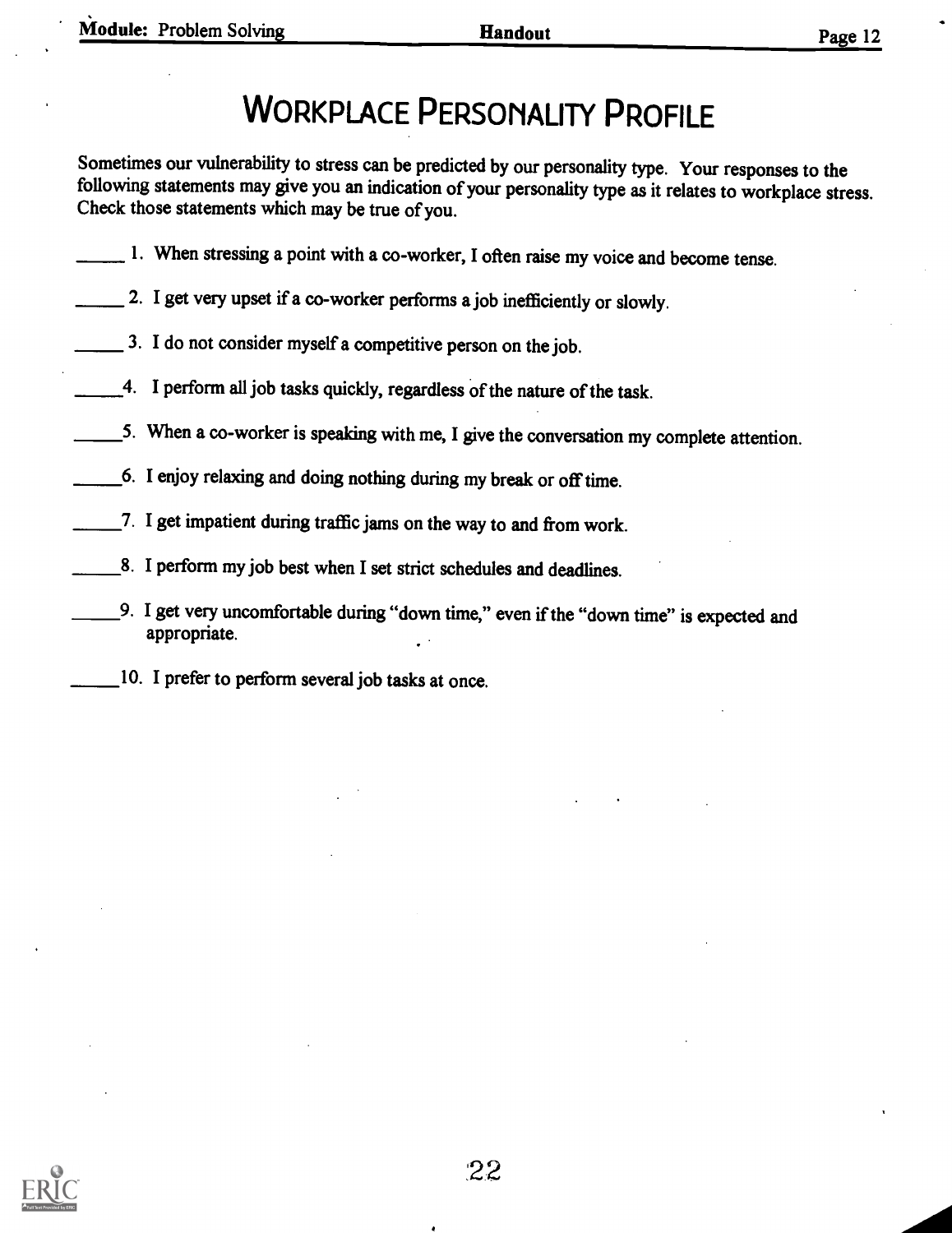# Workplace Personality Profile

Sometimes our vulnerability to stress can be predicted by our personality type. Your responses to the following statements may give you an indication of your personality type as it relates to workplace stress. Check those statements which may be true of you.

_____ 1. When stressing a point with a co-worker, I often raise my voice and become tense.

_____ 2. I get very upset if a co-worker performs a job inefficiently or slowly.

_____ 3. I do not consider myself a competitive person on the job.

_____ 4. I perform all job tasks quickly, regardless of the nature of the task.

_____ 5. When a co-worker is speaking with me, I give the conversation my complete attention.

_____ 6. I enjoy relaxing and doing nothing during my break or off time.

_____ 7. I get impatient during traffic jams on the way to and from work.

_____ 8. I perform my job best when I set strict schedules and deadlines.

_____ 9. I get very uncomfortable during "down time," even if the "down time" is expected and appropriate.

_____ 10. I prefer to perform several job tasks at once.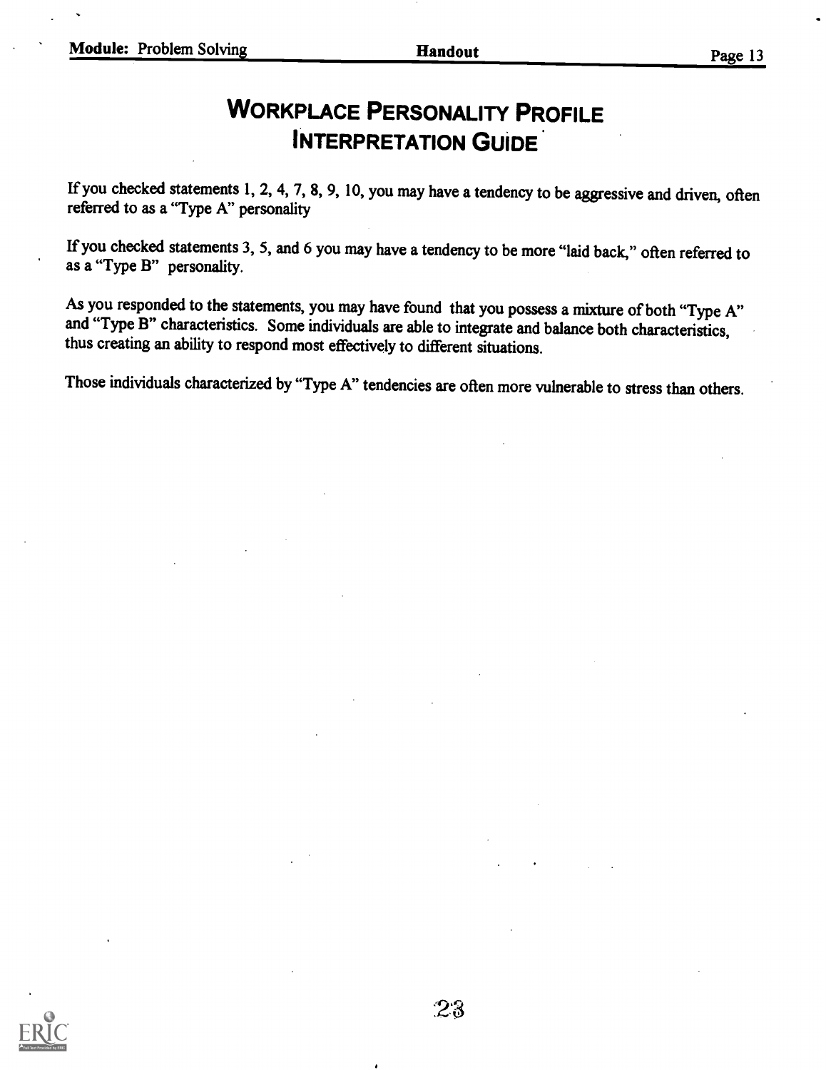# Workplace Personality Profile Interpretation Guide

If you checked statements 1, 2, 4, 7, 8, 9, 10, you may have a tendency to be aggressive and driven, often referred to as a "Type A" personality

If you checked statements 3, 5, and 6 you may have a tendency to be more "laid back," often referred to as a "Type B" personality.

As you responded to the statements, you may have found that you possess a mixture of both "Type A" and "Type B" characteristics. Some individuals are able to integrate and balance both characteristics, thus creating an ability to respond most effectively to different situations.

Those individuals characterized by "Type A" tendencies are often more vulnerable to stress than others.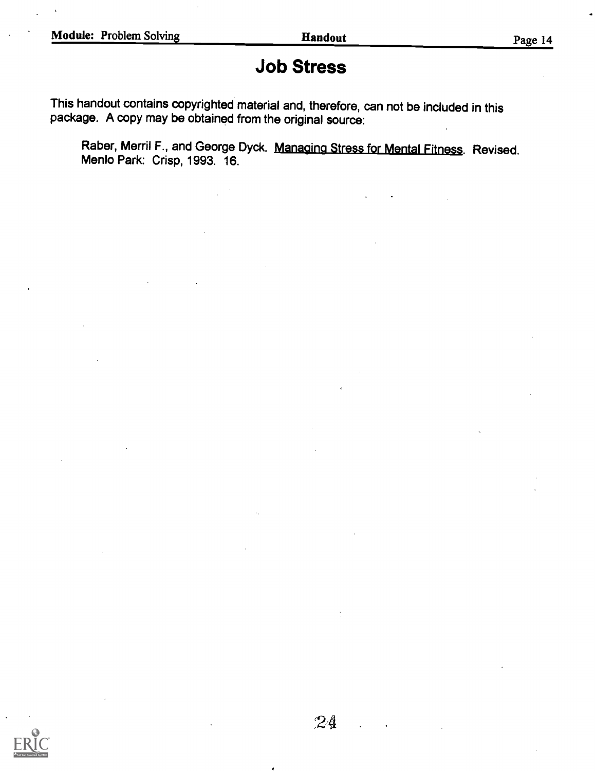# Job Stress

This handout contains copyrighted material and, therefore, can not be included in this package. A copy may be obtained from the original source:

Raber, Merril F., and George Dyck. Managing Stress for Mental Fitness. Revised. Menlo Park: Crisp, 1993. 16.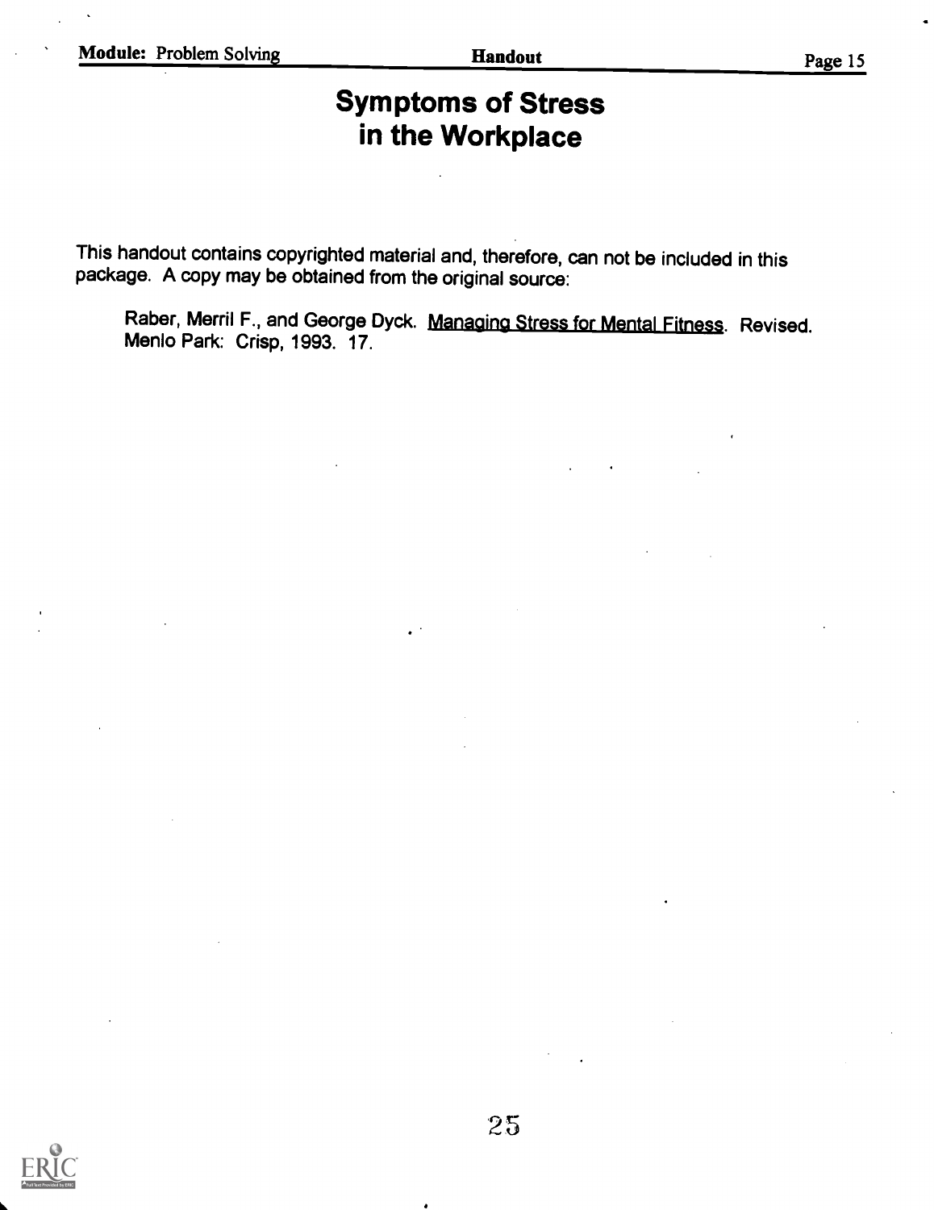# Symptoms of Stress in the Workplace

This handout contains copyrighted material and, therefore, can not be included in this package. A copy may be obtained from the original source:

Raber, Merril F., and George Dyck. Managing Stress for Mental Fitness. Revised. Menlo Park: Crisp, 1993. 17.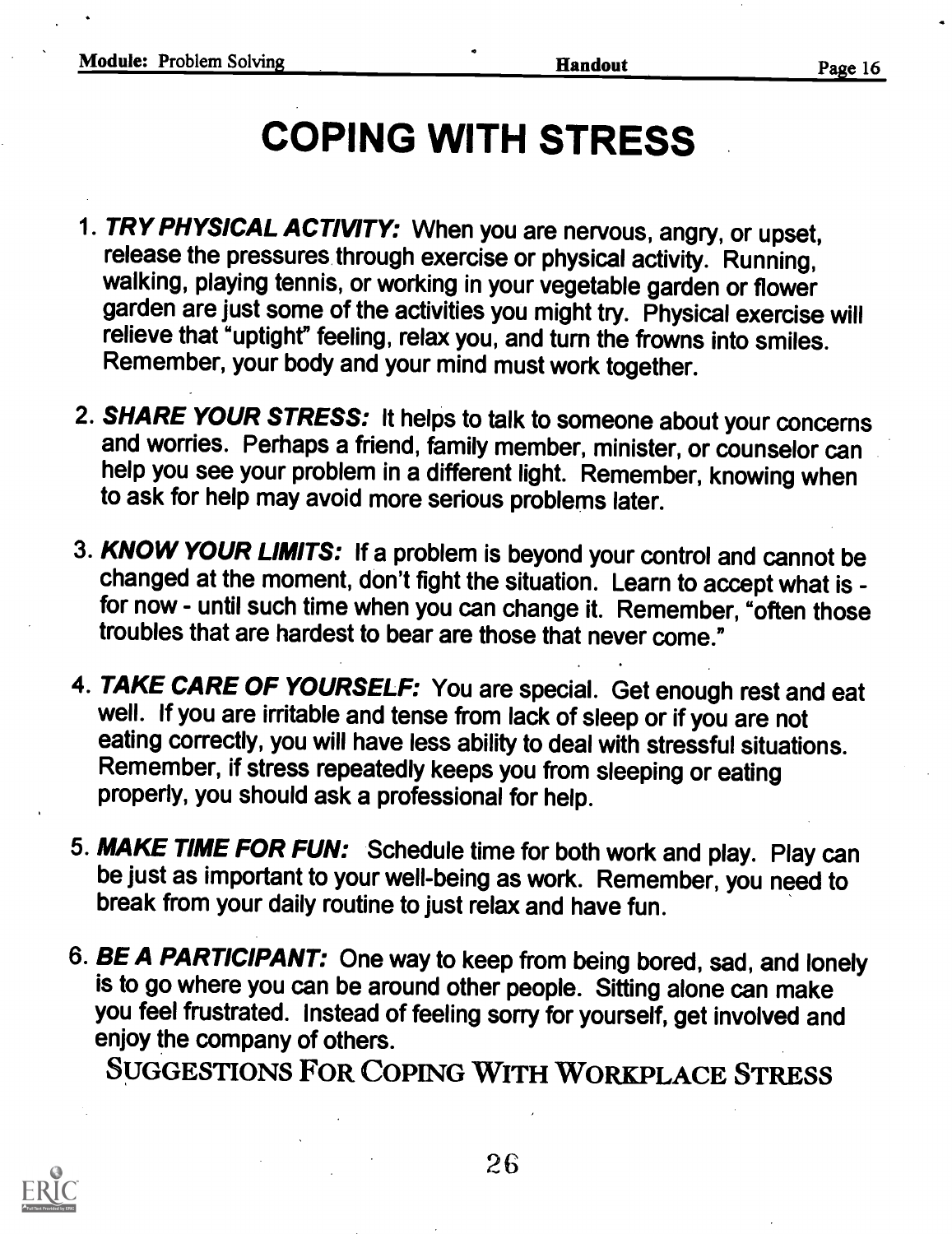# COPING WITH STRESS

1. ***TRY PHYSICAL ACTIVITY:*** When you are nervous, angry, or upset, release the pressures through exercise or physical activity. Running, walking, playing tennis, or working in your vegetable garden or flower garden are just some of the activities you might try. Physical exercise will relieve that "uptight" feeling, relax you, and turn the frowns into smiles. Remember, your body and your mind must work together.

2. ***SHARE YOUR STRESS:*** It helps to talk to someone about your concerns and worries. Perhaps a friend, family member, minister, or counselor can help you see your problem in a different light. Remember, knowing when to ask for help may avoid more serious problems later.

3. ***KNOW YOUR LIMITS:*** If a problem is beyond your control and cannot be changed at the moment, don't fight the situation. Learn to accept what is - for now - until such time when you can change it. Remember, "often those troubles that are hardest to bear are those that never come."

4. ***TAKE CARE OF YOURSELF:*** You are special. Get enough rest and eat well. If you are irritable and tense from lack of sleep or if you are not eating correctly, you will have less ability to deal with stressful situations. Remember, if stress repeatedly keeps you from sleeping or eating properly, you should ask a professional for help.

5. ***MAKE TIME FOR FUN:*** Schedule time for both work and play. Play can be just as important to your well-being as work. Remember, you need to break from your daily routine to just relax and have fun.

6. ***BE A PARTICIPANT:*** One way to keep from being bored, sad, and lonely is to go where you can be around other people. Sitting alone can make you feel frustrated. Instead of feeling sorry for yourself, get involved and enjoy the company of others.

SUGGESTIONS FOR COPING WITH WORKPLACE STRESS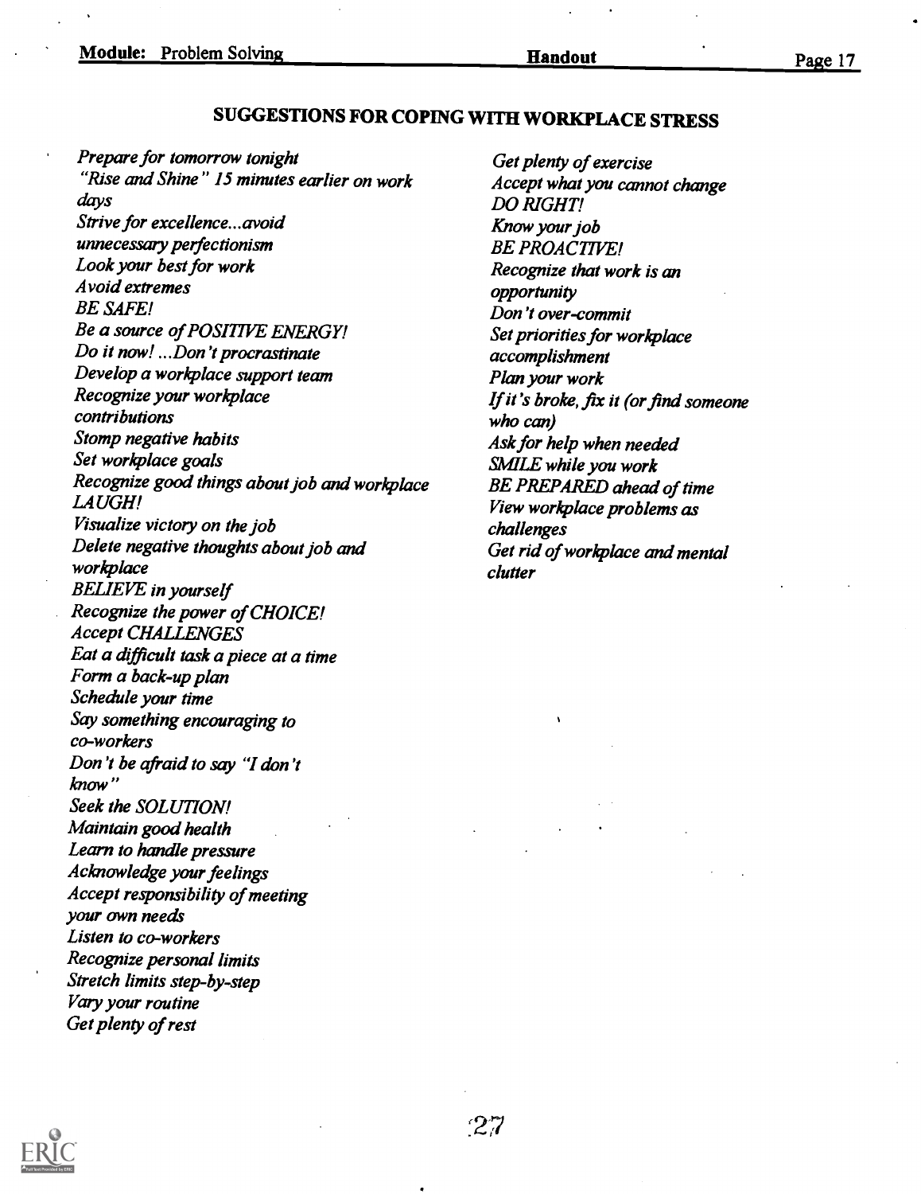# SUGGESTIONS FOR COPING WITH WORKPLACE STRESS

*Prepare for tomorrow tonight*
*"Rise and Shine" 15 minutes earlier on work days*
*Strive for excellence...avoid unnecessary perfectionism*
*Look your best for work*
*Avoid extremes*
*BE SAFE!*
*Be a source of POSITIVE ENERGY!*
*Do it now! ...Don't procrastinate*
*Develop a workplace support team*
*Recognize your workplace contributions*
*Stomp negative habits*
*Set workplace goals*
*Recognize good things about job and workplace*
*LAUGH!*
*Visualize victory on the job*
*Delete negative thoughts about job and workplace*
*BELIEVE in yourself*
*Recognize the power of CHOICE!*
*Accept CHALLENGES*
*Eat a difficult task a piece at a time*
*Form a back-up plan*
*Schedule your time*
*Say something encouraging to co-workers*
*Don't be afraid to say "I don't know"*
*Seek the SOLUTION!*
*Maintain good health*
*Learn to handle pressure*
*Acknowledge your feelings*
*Accept responsibility of meeting your own needs*
*Listen to co-workers*
*Recognize personal limits*
*Stretch limits step-by-step*
*Vary your routine*
*Get plenty of rest*
*Get plenty of exercise*
*Accept what you cannot change*
*DO RIGHT!*
*Know your job*
*BE PROACTIVE!*
*Recognize that work is an opportunity*
*Don't over-commit*
*Set priorities for workplace accomplishment*
*Plan your work*
*If it's broke, fix it (or find someone who can)*
*Ask for help when needed*
*SMILE while you work*
*BE PREPARED ahead of time*
*View workplace problems as challenges*
*Get rid of workplace and mental clutter*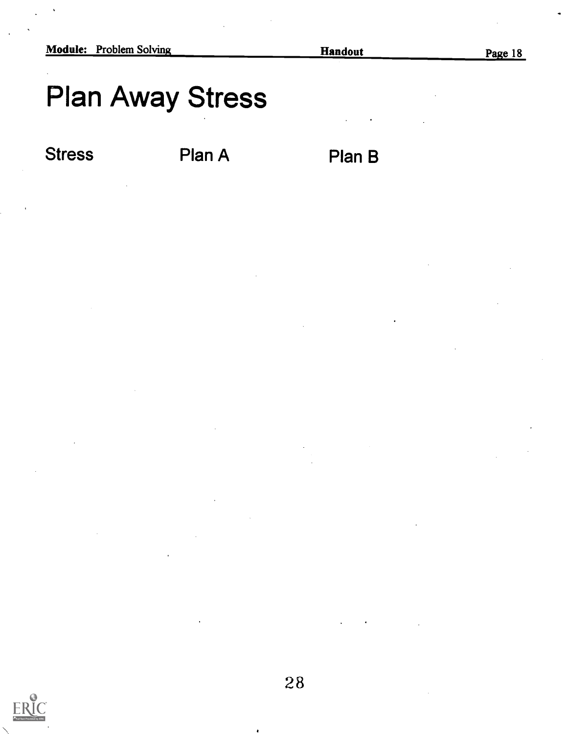# Plan Away Stress

| Stress | Plan A | Plan B |
| --- | --- | --- |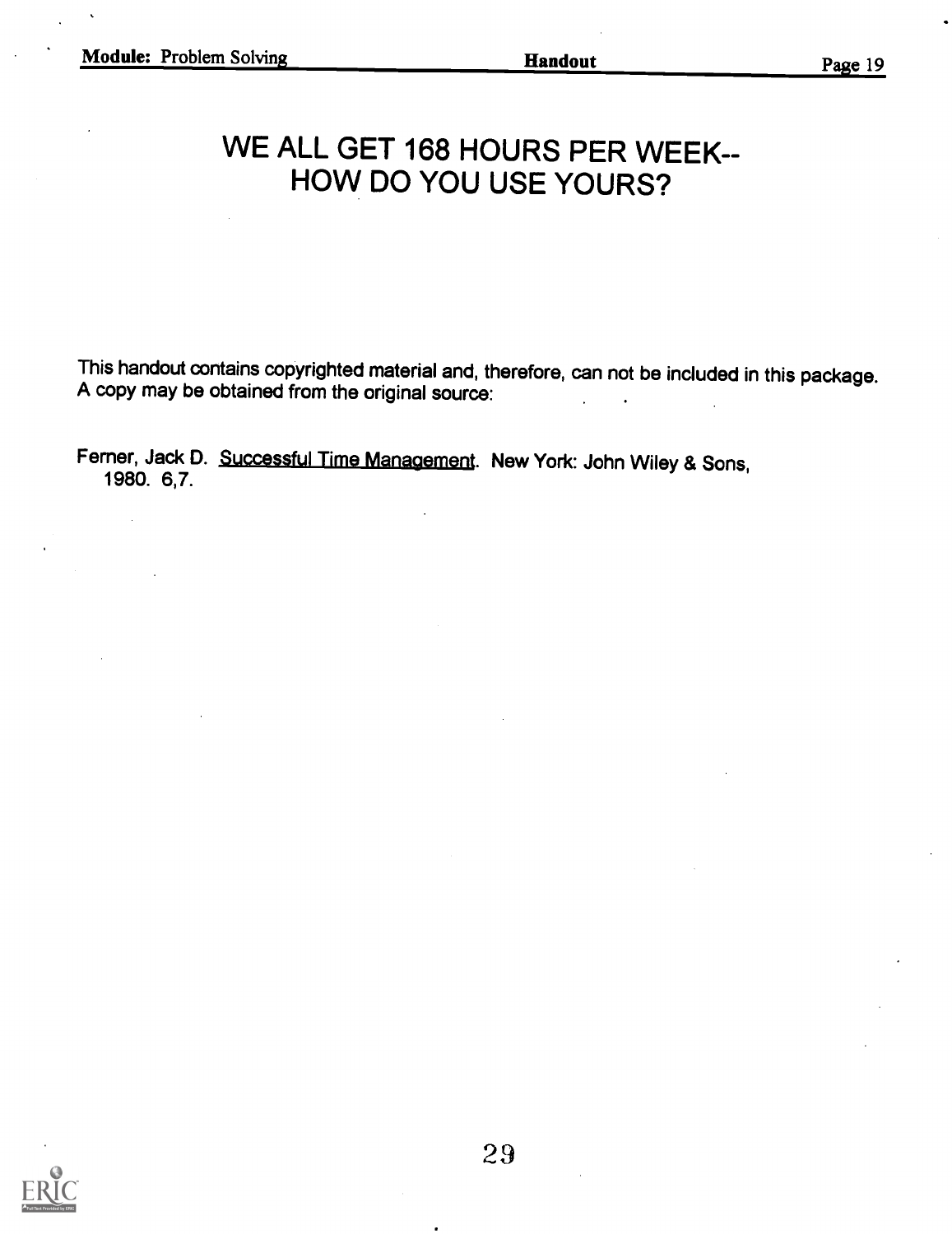# WE ALL GET 168 HOURS PER WEEK-- HOW DO YOU USE YOURS?

This handout contains copyrighted material and, therefore, can not be included in this package. A copy may be obtained from the original source:

Ferner, Jack D. Successful Time Management. New York: John Wiley & Sons, 1980. 6,7.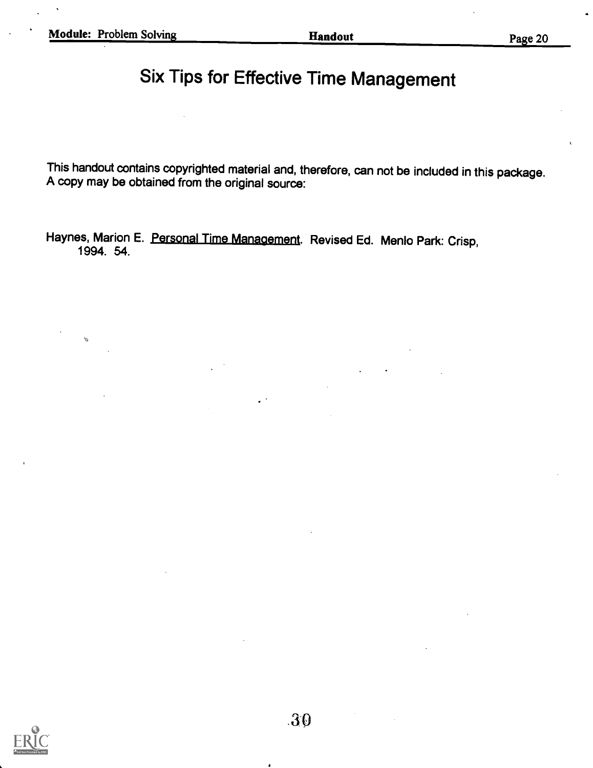# Six Tips for Effective Time Management

This handout contains copyrighted material and, therefore, can not be included in this package. A copy may be obtained from the original source:

Haynes, Marion E. Personal Time Management. Revised Ed. Menlo Park: Crisp, 1994. 54.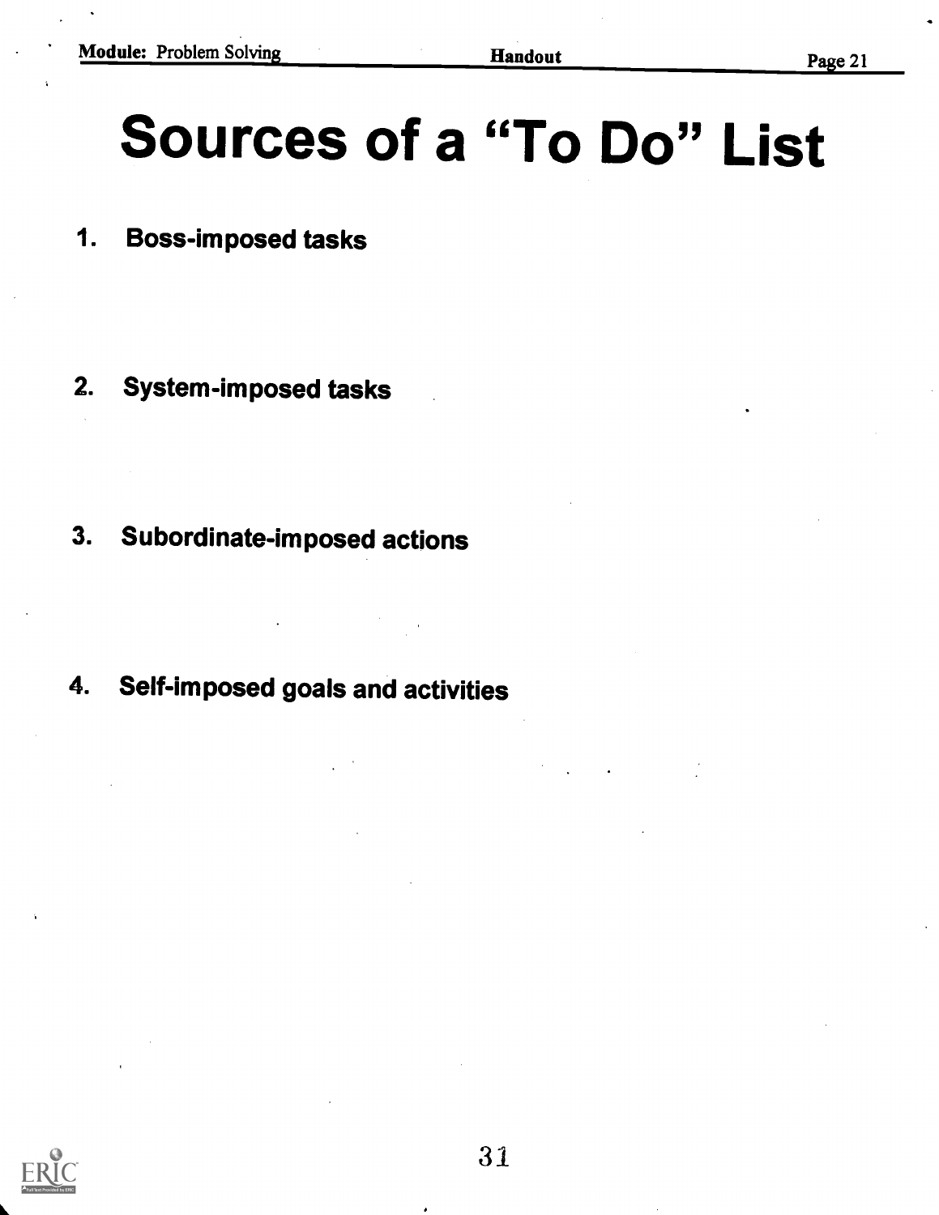# Sources of a "To Do" List

1. Boss-imposed tasks

2. System-imposed tasks

3. Subordinate-imposed actions

4. Self-imposed goals and activities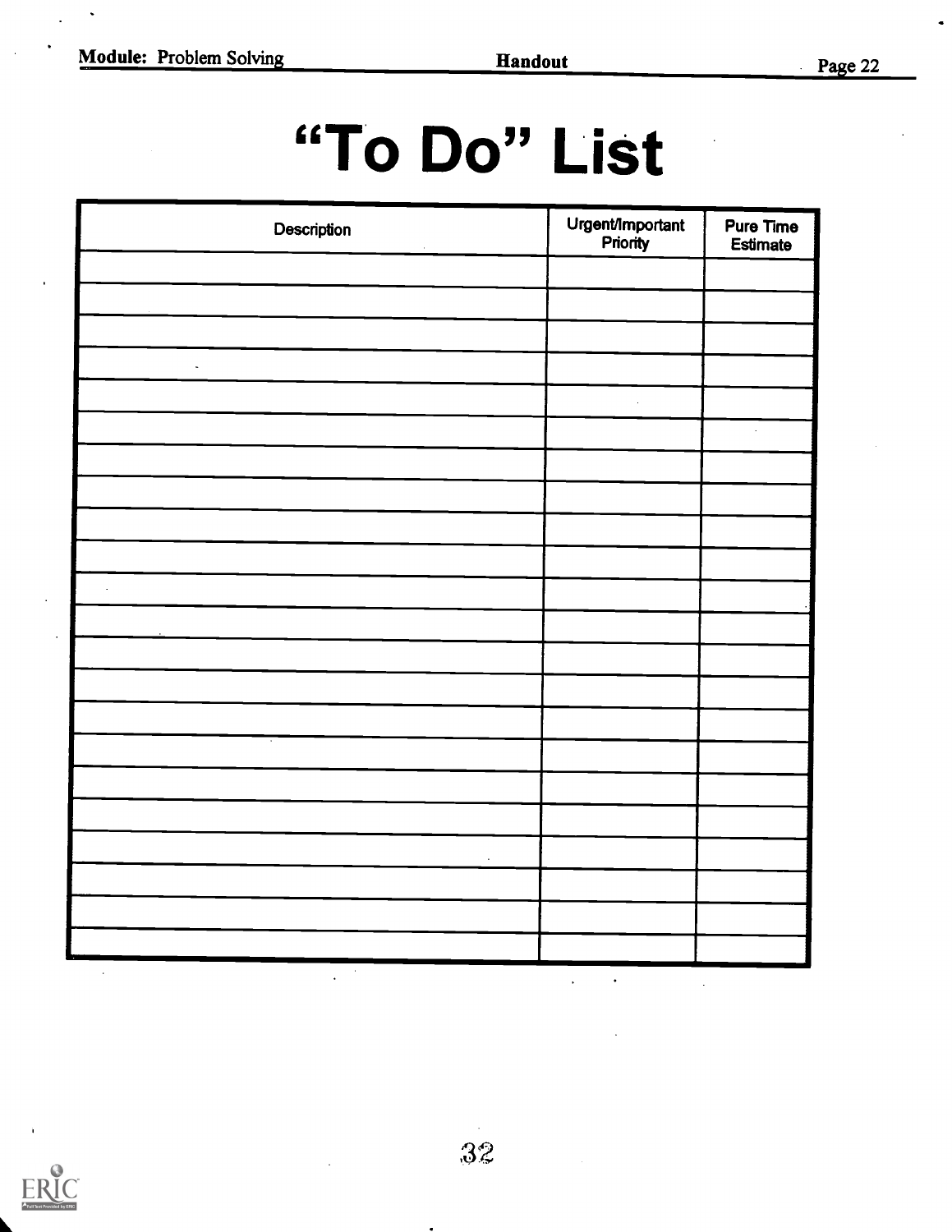# "To Do" List

| Description | Urgent/Important Priority | Pure Time Estimate |
|---|---|---|
| | | |
| | | |
| | | |
| | | |
| | | |
| | | |
| | | |
| | | |
| | | |
| | | |
| | | |
| | | |
| | | |
| | | |
| | | |
| | | |
| | | |
| | | |
| | | |
| | | |
| | | |
| | | |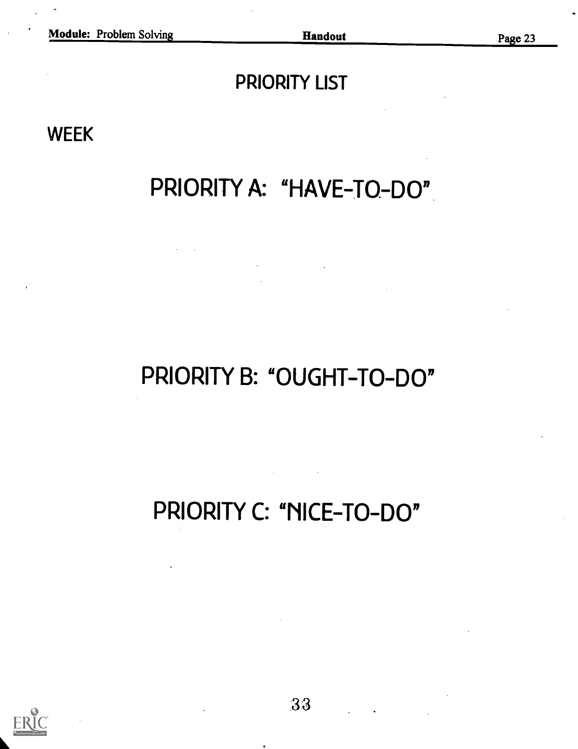# PRIORITY LIST

WEEK

## PRIORITY A: "HAVE-TO-DO"

## PRIORITY B: "OUGHT-TO-DO"

## PRIORITY C: "NICE-TO-DO"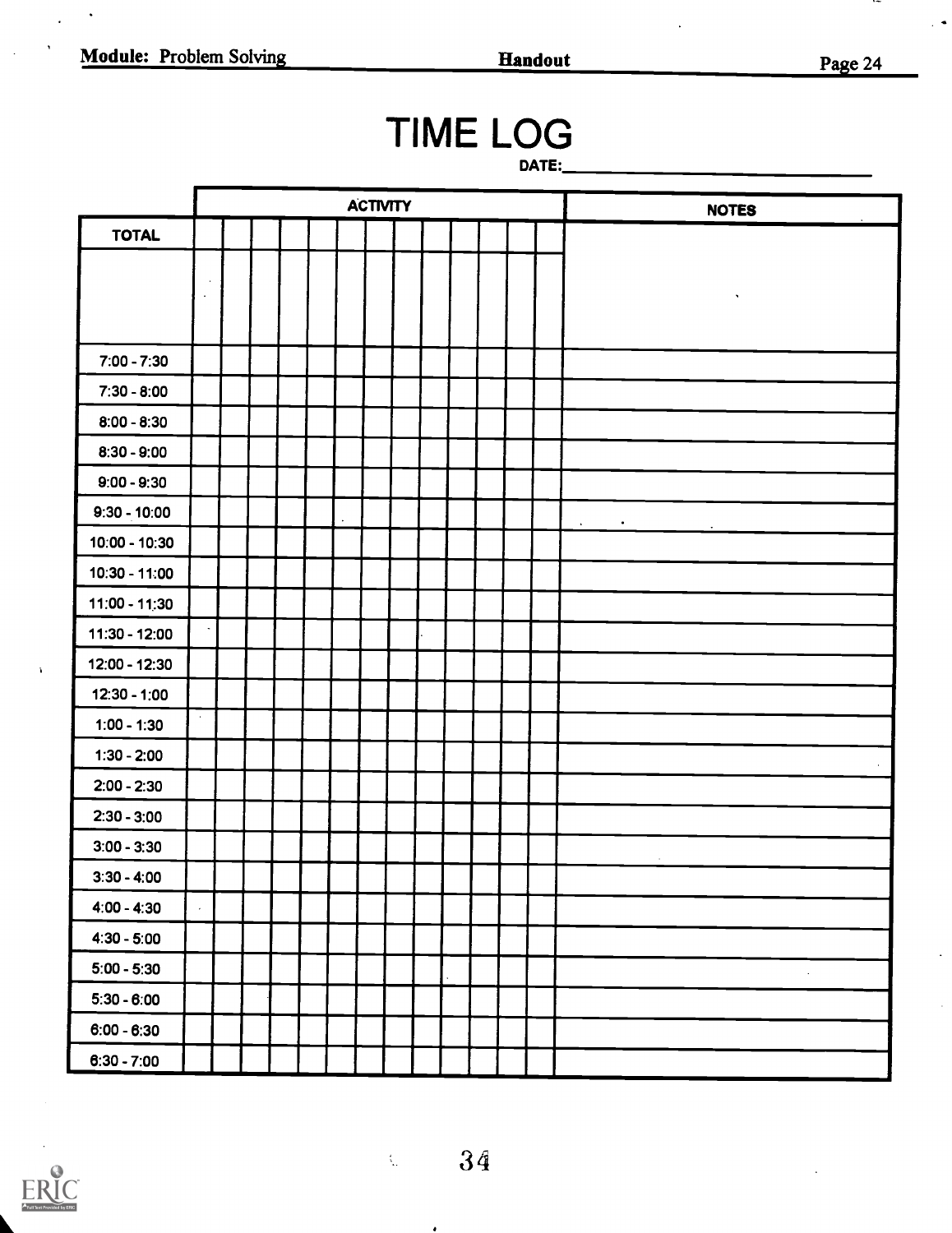# TIME LOG

DATE:\_\_\_\_\_\_\_\_\_\_\_\_\_\_\_\_\_\_\_\_\_\_\_\_

| | ACTIVITY | | | | | | | | | | | | | NOTES |
|---|---|---|---|---|---|---|---|---|---|---|---|---|---|---|
| TOTAL | | | | | | | | | | | | | | |
| | | | | | | | | | | | | | | |
| 7:00 - 7:30 | | | | | | | | | | | | | | |
| 7:30 - 8:00 | | | | | | | | | | | | | | |
| 8:00 - 8:30 | | | | | | | | | | | | | | |
| 8:30 - 9:00 | | | | | | | | | | | | | | |
| 9:00 - 9:30 | | | | | | | | | | | | | | |
| 9:30 - 10:00 | | | | | | | | | | | | | | |
| 10:00 - 10:30 | | | | | | | | | | | | | | |
| 10:30 - 11:00 | | | | | | | | | | | | | | |
| 11:00 - 11:30 | | | | | | | | | | | | | | |
| 11:30 - 12:00 | | | | | | | | | | | | | | |
| 12:00 - 12:30 | | | | | | | | | | | | | | |
| 12:30 - 1:00 | | | | | | | | | | | | | | |
| 1:00 - 1:30 | | | | | | | | | | | | | | |
| 1:30 - 2:00 | | | | | | | | | | | | | | |
| 2:00 - 2:30 | | | | | | | | | | | | | | |
| 2:30 - 3:00 | | | | | | | | | | | | | | |
| 3:00 - 3:30 | | | | | | | | | | | | | | |
| 3:30 - 4:00 | | | | | | | | | | | | | | |
| 4:00 - 4:30 | | | | | | | | | | | | | | |
| 4:30 - 5:00 | | | | | | | | | | | | | | |
| 5:00 - 5:30 | | | | | | | | | | | | | | |
| 5:30 - 6:00 | | | | | | | | | | | | | | |
| 6:00 - 6:30 | | | | | | | | | | | | | | |
| 6:30 - 7:00 | | | | | | | | | | | | | | |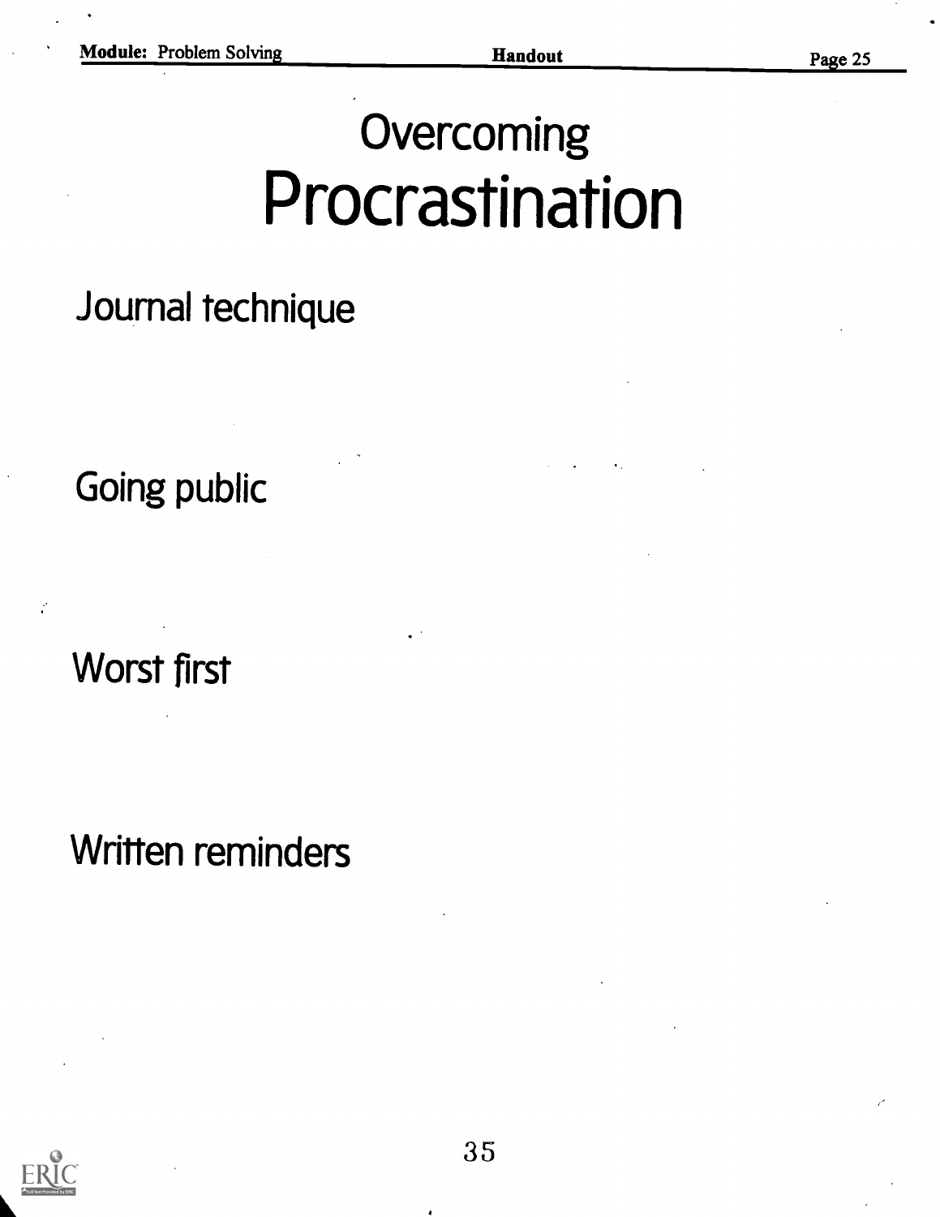# Overcoming Procrastination

Journal technique

Going public

Worst first

Written reminders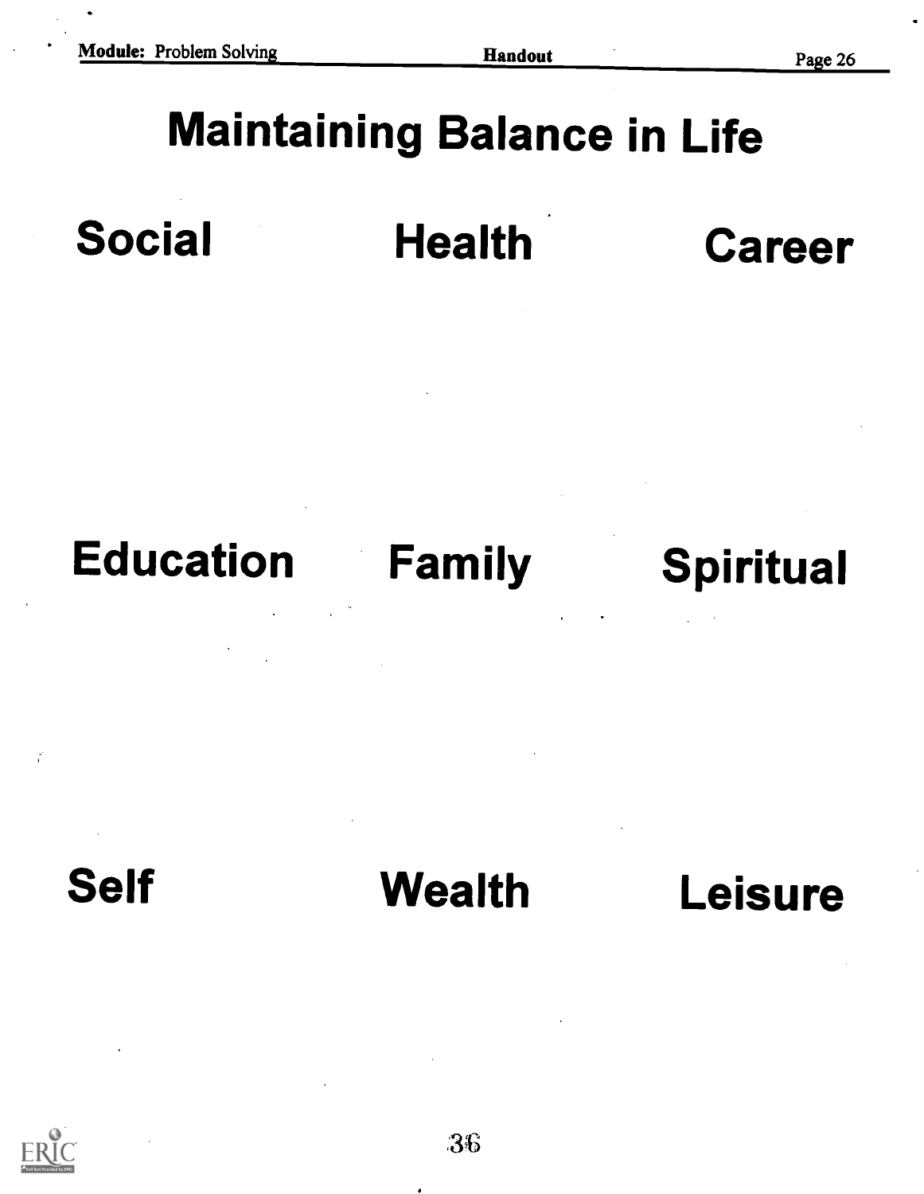# Maintaining Balance in Life

| | | |
|---|---|---|
| **Social** | **Health** | **Career** |
| **Education** | **Family** | **Spiritual** |
| **Self** | **Wealth** | **Leisure** |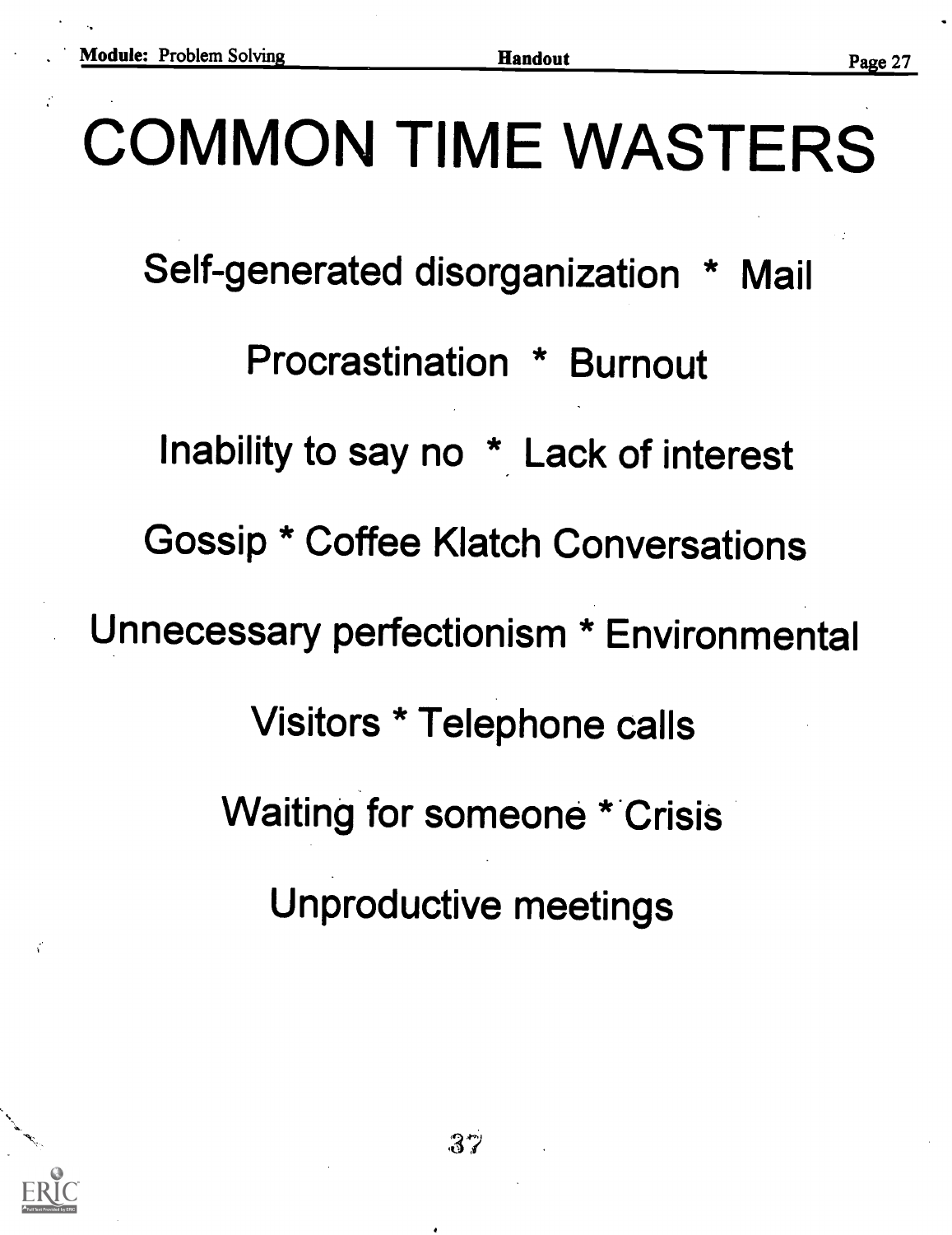# COMMON TIME WASTERS

Self-generated disorganization * Mail

Procrastination * Burnout

Inability to say no * Lack of interest

Gossip * Coffee Klatch Conversations

Unnecessary perfectionism * Environmental

Visitors * Telephone calls

Waiting for someone * Crisis

Unproductive meetings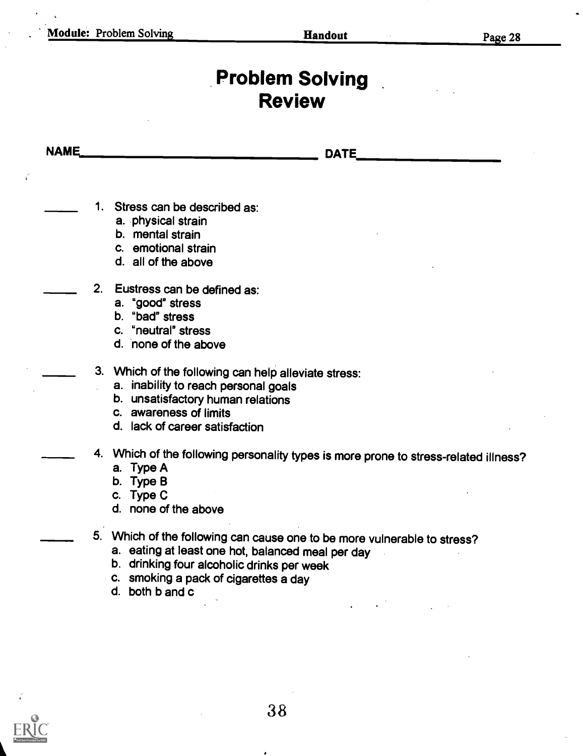# Problem Solving Review

NAME_______________________________ DATE___________________

_____ 1. Stress can be described as:
   a. physical strain
   b. mental strain
   c. emotional strain
   d. all of the above

_____ 2. Eustress can be defined as:
   a. "good" stress
   b. "bad" stress
   c. "neutral" stress
   d. none of the above

_____ 3. Which of the following can help alleviate stress:
   a. inability to reach personal goals
   b. unsatisfactory human relations
   c. awareness of limits
   d. lack of career satisfaction

_____ 4. Which of the following personality types is more prone to stress-related illness?
   a. Type A
   b. Type B
   c. Type C
   d. none of the above

_____ 5. Which of the following can cause one to be more vulnerable to stress?
   a. eating at least one hot, balanced meal per day
   b. drinking four alcoholic drinks per week
   c. smoking a pack of cigarettes a day
   d. both b and c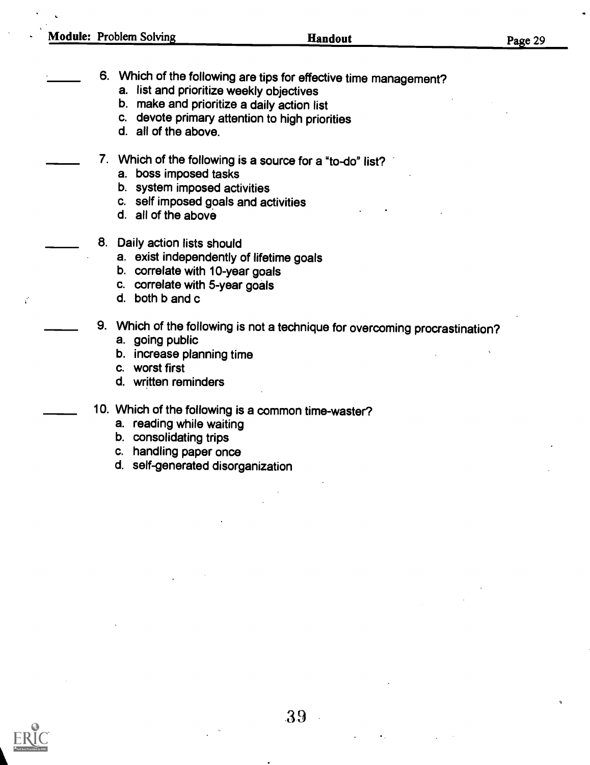_____ 6. Which of the following are tips for effective time management?
   a. list and prioritize weekly objectives
   b. make and prioritize a daily action list
   c. devote primary attention to high priorities
   d. all of the above.

_____ 7. Which of the following is a source for a "to-do" list?
   a. boss imposed tasks
   b. system imposed activities
   c. self imposed goals and activities
   d. all of the above

_____ 8. Daily action lists should
   a. exist independently of lifetime goals
   b. correlate with 10-year goals
   c. correlate with 5-year goals
   d. both b and c

_____ 9. Which of the following is not a technique for overcoming procrastination?
   a. going public
   b. increase planning time
   c. worst first
   d. written reminders

_____ 10. Which of the following is a common time-waster?
   a. reading while waiting
   b. consolidating trips
   c. handling paper once
   d. self-generated disorganization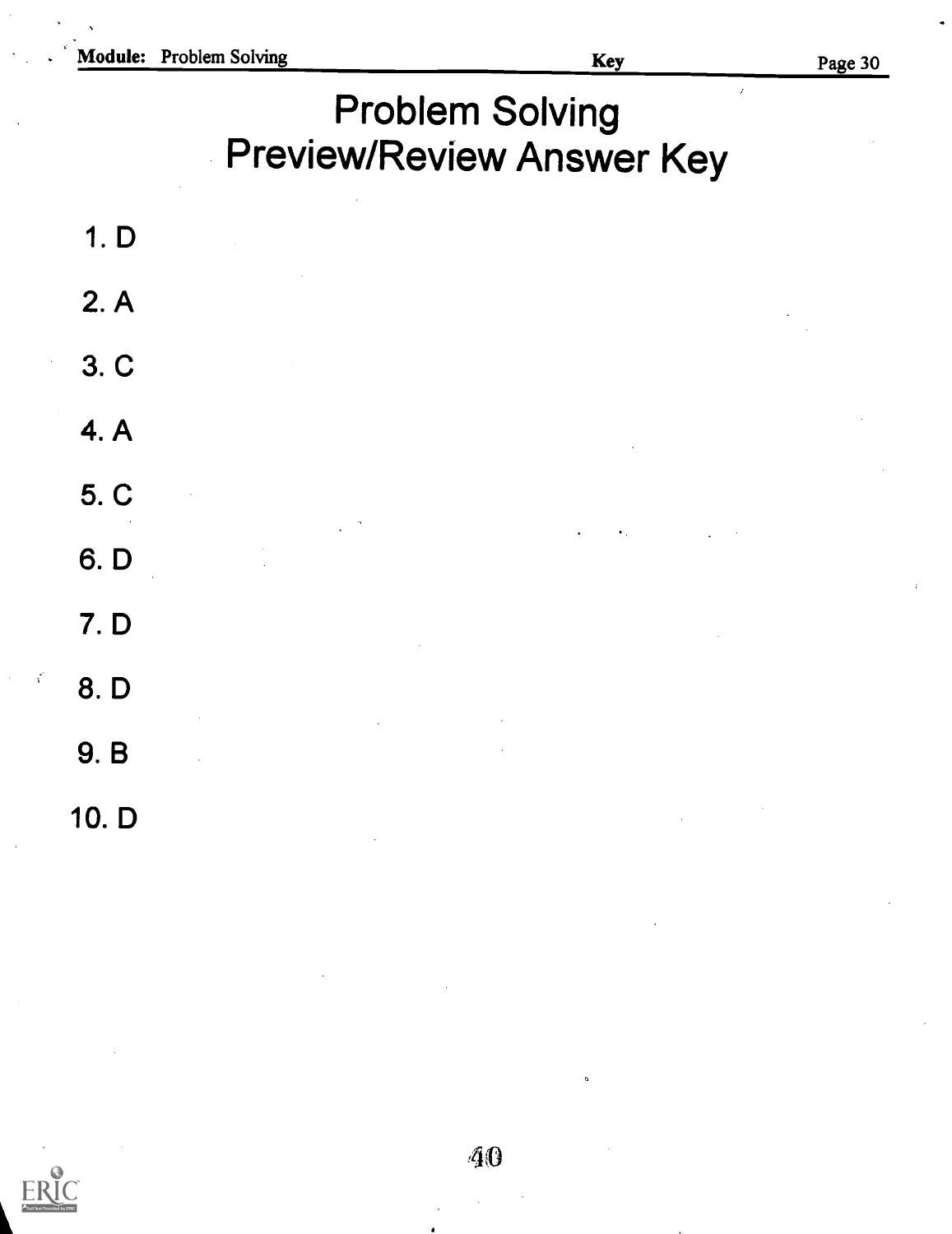# Problem Solving
# Preview/Review Answer Key

1. D
2. A
3. C
4. A
5. C
6. D
7. D
8. D
9. B
10. D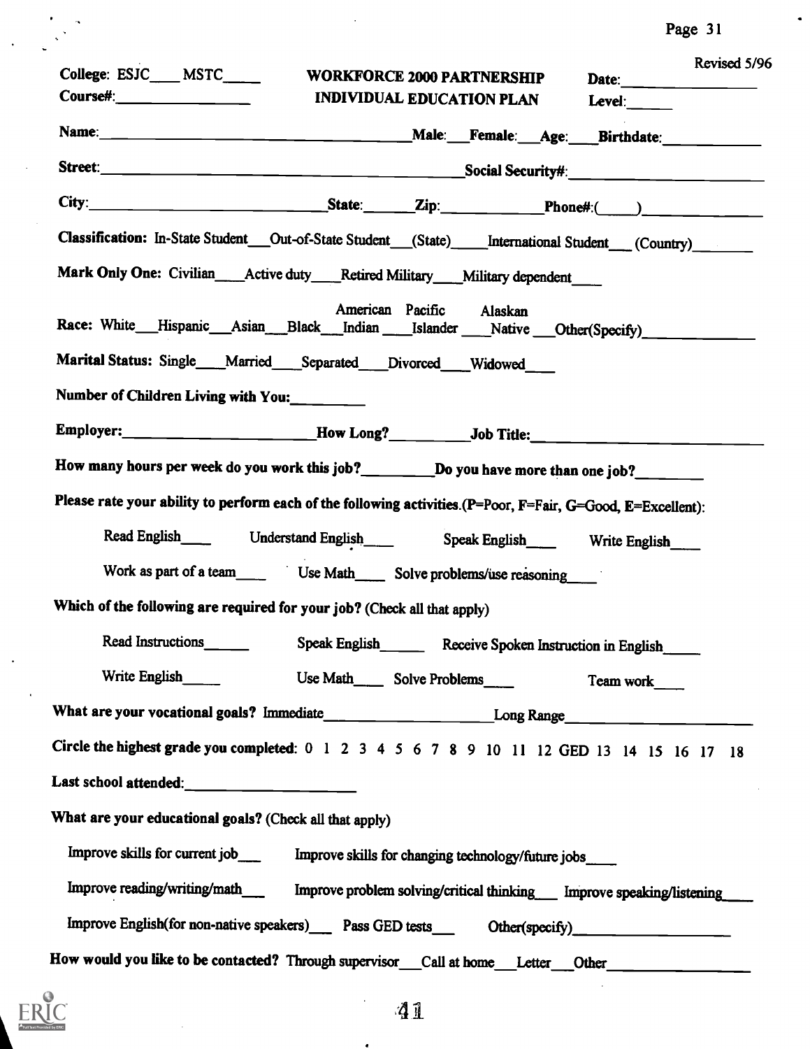Revised 5/96

College: ESJC___ MSTC_____

Course#:_________________

# WORKFORCE 2000 PARTNERSHIP
## INDIVIDUAL EDUCATION PLAN

Date:_______________

Level:______

**Name:**_______________________________________ **Male:**___ **Female:**___ **Age:**___ **Birthdate:**___________

**Street:**_______________________________________ **Social Security#:**____________________

**City:**_____________________________ **State:**______ **Zip:**____________ **Phone#:**(_____)______________

**Classification:** In-State Student___ Out-of-State Student___ (State)_____ International Student___ (Country)_______

**Mark Only One:** Civilian____ Active duty____ Retired Military____ Military dependent____

**Race:** White___ Hispanic___ Asian___ Black___ American Indian____ Pacific Islander____ Alaskan Native___ Other(Specify)______________

**Marital Status:** Single____ Married____ Separated____ Divorced____ Widowed____

**Number of Children Living with You:**_________

**Employer:**_______________________ **How Long?**__________ **Job Title:**_______________________

**How many hours per week do you work this job?**_________ **Do you have more than one job?**_________

**Please rate your ability to perform each of the following activities.**(P=Poor, F=Fair, G=Good, E=Excellent):

Read English____ Understand English____ Speak English____ Write English____

Work as part of a team____ Use Math____ Solve problems/use reasoning____

**Which of the following are required for your job?** (Check all that apply)

Read Instructions______ Speak English______ Receive Spoken Instruction in English_____

Write English_____ Use Math____ Solve Problems____ Team work____

**What are your vocational goals?** Immediate______________________ Long Range________________________

**Circle the highest grade you completed:** 0 1 2 3 4 5 6 7 8 9 10 11 12 GED 13 14 15 16 17 18

**Last school attended:**______________________

**What are your educational goals?** (Check all that apply)

Improve skills for current job___ Improve skills for changing technology/future jobs____

Improve reading/writing/math___ Improve problem solving/critical thinking___ Improve speaking/listening____

Improve English(for non-native speakers)___ Pass GED tests___ Other(specify)____________________

**How would you like to be contacted?** Through supervisor___ Call at home___ Letter___ Other__________________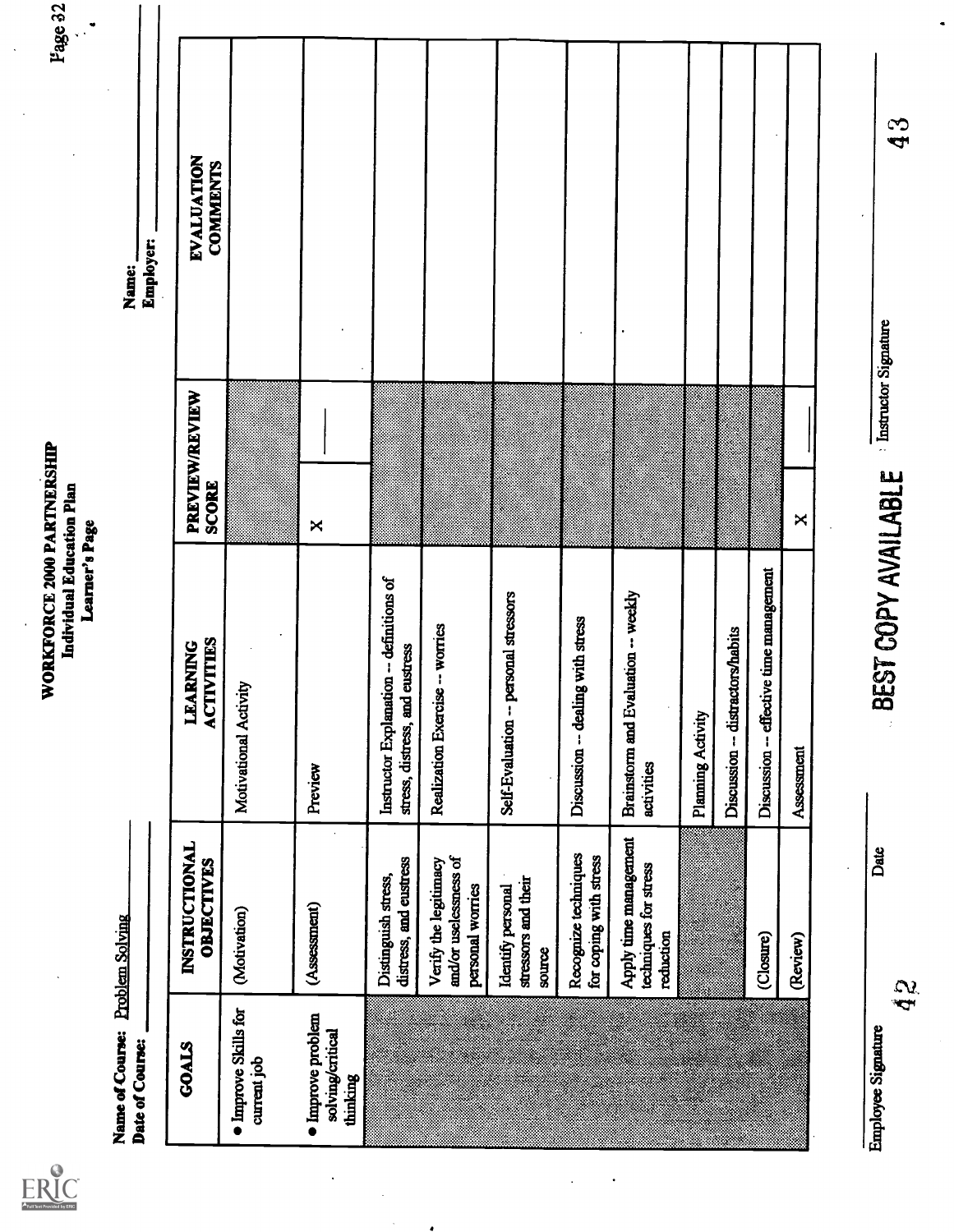# WORKFORCE 2000 PARTNERSHIP
## Individual Education Plan
### Learner's Page

**Name of Course:** Problem Solving
**Date of Course:** \_\_\_\_\_\_\_\_

**Name:** \_\_\_\_\_\_\_\_
**Employer:** \_\_\_\_\_\_\_\_

| GOALS | INSTRUCTIONAL OBJECTIVES | LEARNING ACTIVITIES | PREVIEW/REVIEW SCORE | | EVALUATION COMMENTS |
|---|---|---|---|---|---|
| • Improve Skills for current job | (Motivation) | Motivational Activity | | | |
| • Improve problem solving/critical thinking | (Assessment) | Preview | X | \_\_\_\_ | |
| | Distinguish stress, distress, and eustress | Instructor Explanation -- definitions of stress, distress, and eustress | | | |
| | Verify the legitimacy and/or uselessness of personal worries | Realization Exercise -- worries | | | |
| | Identify personal stressors and their source | Self-Evaluation -- personal stressors | | | |
| | Recognize techniques for coping with stress | Discussion -- dealing with stress | | | |
| | Apply time management techniques for stress reduction | Brainstorm and Evaluation -- weekly activities | | | |
| | | Planning Activity | | | |
| | | Discussion -- distractors/habits | | | |
| | (Closure) | Discussion -- effective time management | | | |
| | (Review) | Assessment | X | \_\_\_\_ | |

Employee Signature \_\_\_\_\_\_\_\_ Date \_\_\_\_\_\_\_\_ Instructor Signature \_\_\_\_\_\_\_\_

BEST COPY AVAILABLE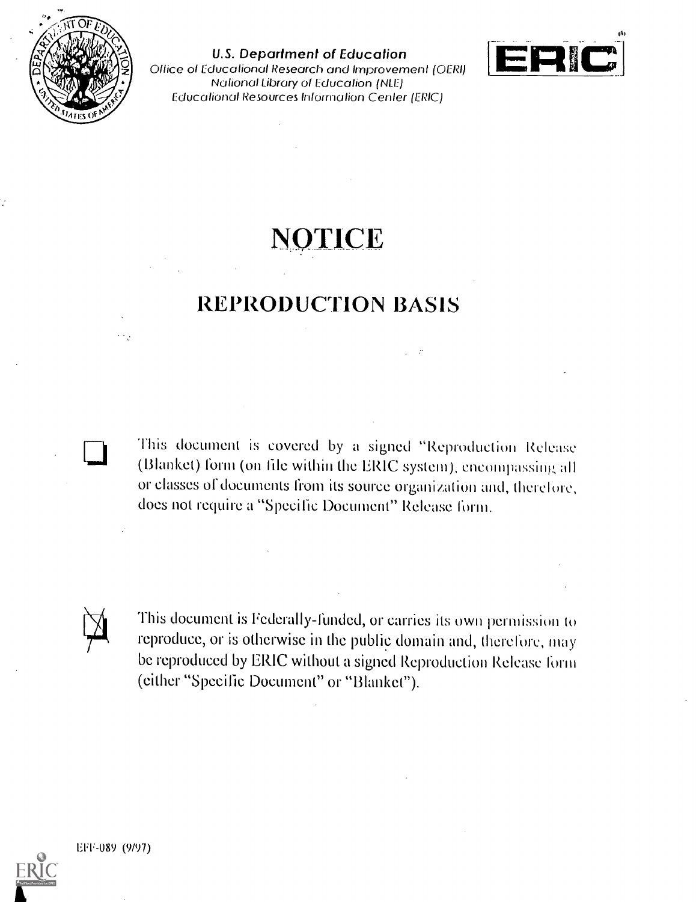U.S. Department of Education
Office of Educational Research and Improvement (OERI)
National Library of Education (NLE)
Educational Resources Information Center (ERIC)

# NOTICE

## REPRODUCTION BASIS

☐ This document is covered by a signed "Reproduction Release (Blanket) form (on file within the ERIC system), encompassing all or classes of documents from its source organization and, therefore, does not require a "Specific Document" Release form.

☒ This document is Federally-funded, or carries its own permission to reproduce, or is otherwise in the public domain and, therefore, may be reproduced by ERIC without a signed Reproduction Release form (either "Specific Document" or "Blanket").

EFF-089 (9/97)